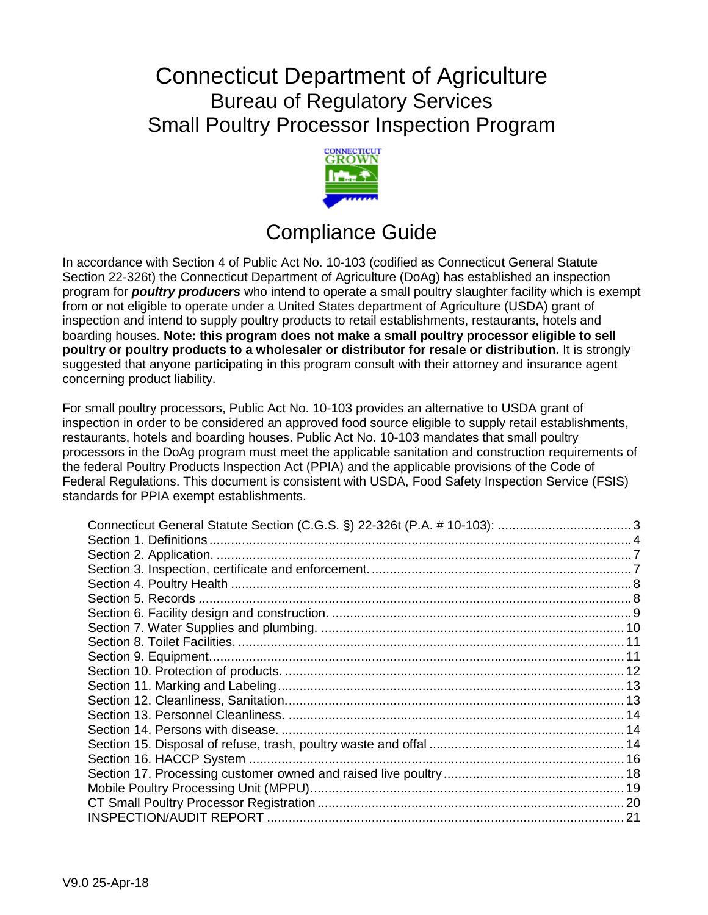# Connecticut Department of Agriculture

## Bureau of Regulatory Services

## Small Poultry Processor Inspection Program

## Compliance Guide

In accordance with Section 4 of Public Act No. 10-103 (codified as Connecticut General Statute Section 22-326t) the Connecticut Department of Agriculture (DoAg) has established an inspection program for ***poultry producers*** who intend to operate a small poultry slaughter facility which is exempt from or not eligible to operate under a United States department of Agriculture (USDA) grant of inspection and intend to supply poultry products to retail establishments, restaurants, hotels and boarding houses. **Note: this program does not make a small poultry processor eligible to sell poultry or poultry products to a wholesaler or distributor for resale or distribution.** It is strongly suggested that anyone participating in this program consult with their attorney and insurance agent concerning product liability.

For small poultry processors, Public Act No. 10-103 provides an alternative to USDA grant of inspection in order to be considered an approved food source eligible to supply retail establishments, restaurants, hotels and boarding houses. Public Act No. 10-103 mandates that small poultry processors in the DoAg program must meet the applicable sanitation and construction requirements of the federal Poultry Products Inspection Act (PPIA) and the applicable provisions of the Code of Federal Regulations. This document is consistent with USDA, Food Safety Inspection Service (FSIS) standards for PPIA exempt establishments.

- Connecticut General Statute Section (C.G.S. §) 22-326t (P.A. # 10-103): 3
- Section 1. Definitions 4
- Section 2. Application. 7
- Section 3. Inspection, certificate and enforcement. 7
- Section 4. Poultry Health 8
- Section 5. Records 8
- Section 6. Facility design and construction. 9
- Section 7. Water Supplies and plumbing. 10
- Section 8. Toilet Facilities. 11
- Section 9. Equipment. 11
- Section 10. Protection of products. 12
- Section 11. Marking and Labeling 13
- Section 12. Cleanliness, Sanitation. 13
- Section 13. Personnel Cleanliness. 14
- Section 14. Persons with disease. 14
- Section 15. Disposal of refuse, trash, poultry waste and offal 14
- Section 16. HACCP System 16
- Section 17. Processing customer owned and raised live poultry 18
- Mobile Poultry Processing Unit (MPPU) 19
- CT Small Poultry Processor Registration 20
- INSPECTION/AUDIT REPORT 21

V9.0 25-Apr-18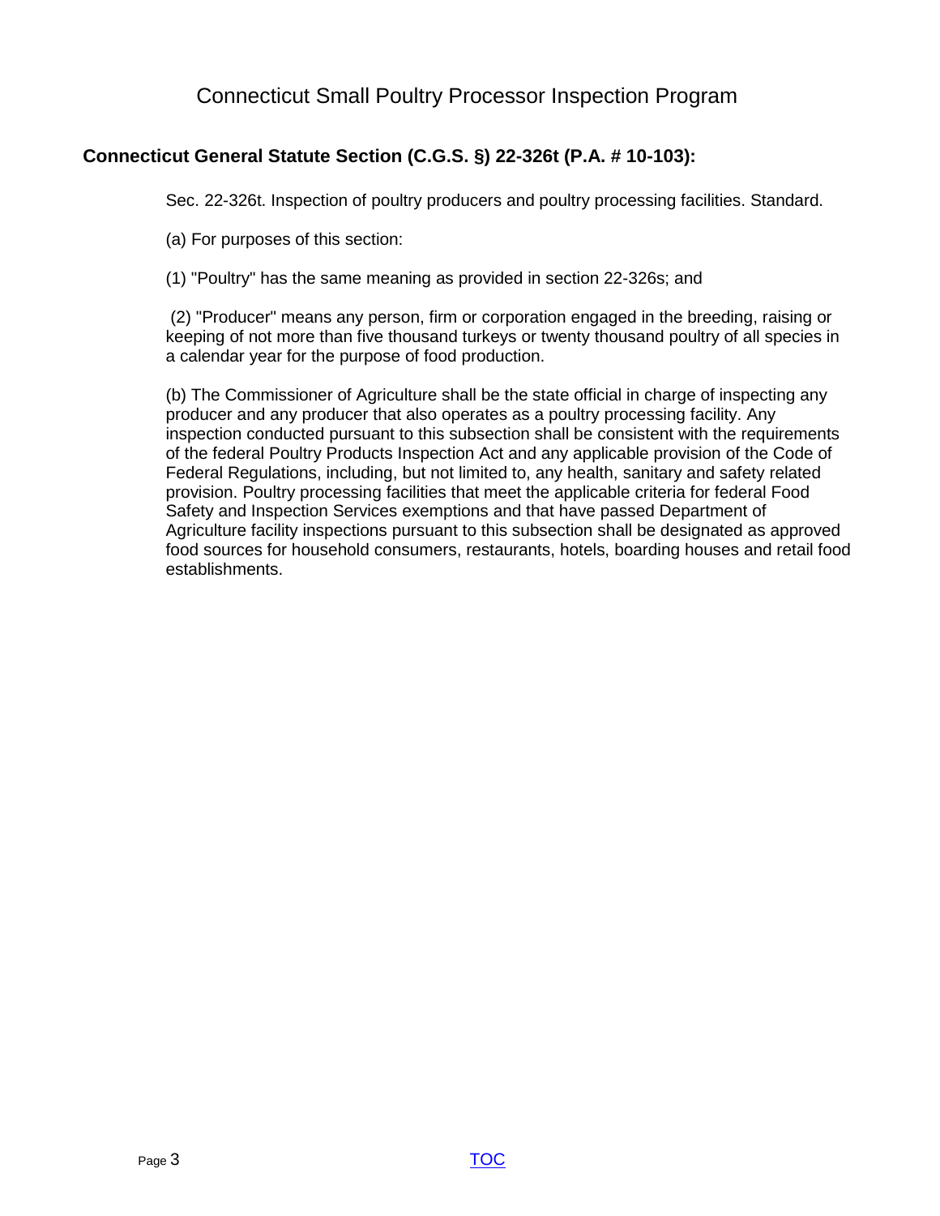# Connecticut Small Poultry Processor Inspection Program

## Connecticut General Statute Section (C.G.S. §) 22-326t (P.A. # 10-103):

Sec. 22-326t. Inspection of poultry producers and poultry processing facilities. Standard.

(a) For purposes of this section:

(1) "Poultry" has the same meaning as provided in section 22-326s; and

(2) "Producer" means any person, firm or corporation engaged in the breeding, raising or keeping of not more than five thousand turkeys or twenty thousand poultry of all species in a calendar year for the purpose of food production.

(b) The Commissioner of Agriculture shall be the state official in charge of inspecting any producer and any producer that also operates as a poultry processing facility. Any inspection conducted pursuant to this subsection shall be consistent with the requirements of the federal Poultry Products Inspection Act and any applicable provision of the Code of Federal Regulations, including, but not limited to, any health, sanitary and safety related provision. Poultry processing facilities that meet the applicable criteria for federal Food Safety and Inspection Services exemptions and that have passed Department of Agriculture facility inspections pursuant to this subsection shall be designated as approved food sources for household consumers, restaurants, hotels, boarding houses and retail food establishments.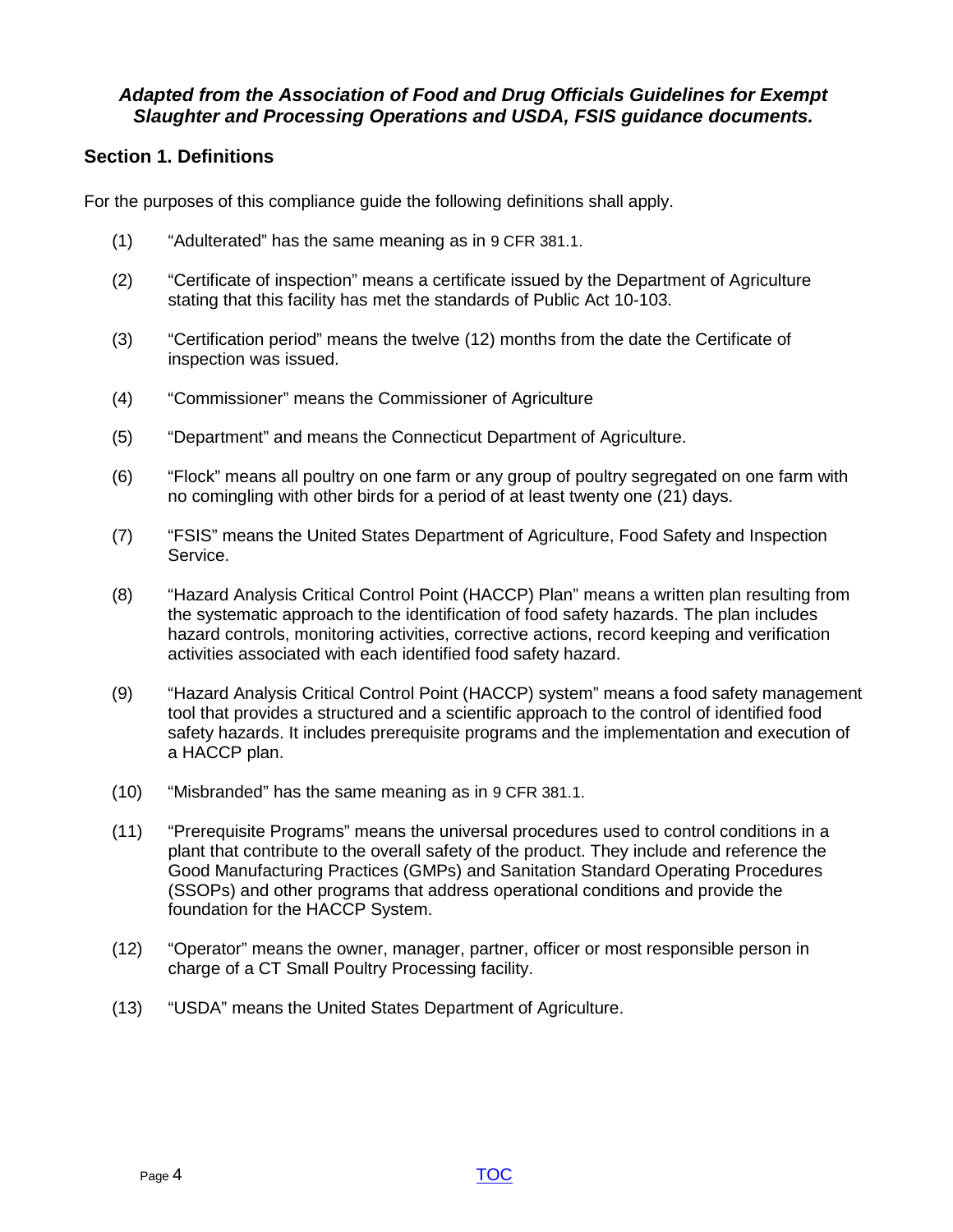***Adapted from the Association of Food and Drug Officials Guidelines for Exempt Slaughter and Processing Operations and USDA, FSIS guidance documents.***

## Section 1. Definitions

For the purposes of this compliance guide the following definitions shall apply.

(1) "Adulterated" has the same meaning as in 9 CFR 381.1.

(2) "Certificate of inspection" means a certificate issued by the Department of Agriculture stating that this facility has met the standards of Public Act 10-103.

(3) "Certification period" means the twelve (12) months from the date the Certificate of inspection was issued.

(4) "Commissioner" means the Commissioner of Agriculture

(5) "Department" and means the Connecticut Department of Agriculture.

(6) "Flock" means all poultry on one farm or any group of poultry segregated on one farm with no comingling with other birds for a period of at least twenty one (21) days.

(7) "FSIS" means the United States Department of Agriculture, Food Safety and Inspection Service.

(8) "Hazard Analysis Critical Control Point (HACCP) Plan" means a written plan resulting from the systematic approach to the identification of food safety hazards. The plan includes hazard controls, monitoring activities, corrective actions, record keeping and verification activities associated with each identified food safety hazard.

(9) "Hazard Analysis Critical Control Point (HACCP) system" means a food safety management tool that provides a structured and a scientific approach to the control of identified food safety hazards. It includes prerequisite programs and the implementation and execution of a HACCP plan.

(10) "Misbranded" has the same meaning as in 9 CFR 381.1.

(11) "Prerequisite Programs" means the universal procedures used to control conditions in a plant that contribute to the overall safety of the product. They include and reference the Good Manufacturing Practices (GMPs) and Sanitation Standard Operating Procedures (SSOPs) and other programs that address operational conditions and provide the foundation for the HACCP System.

(12) "Operator" means the owner, manager, partner, officer or most responsible person in charge of a CT Small Poultry Processing facility.

(13) "USDA" means the United States Department of Agriculture.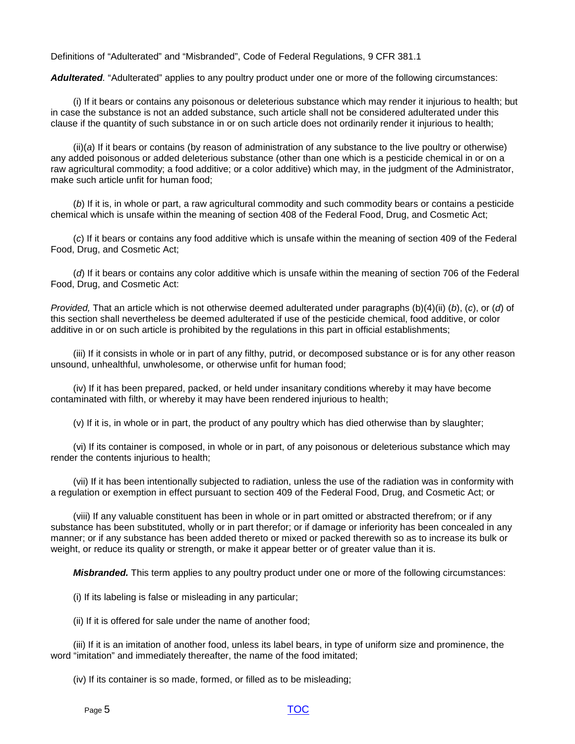Definitions of “Adulterated” and “Misbranded”, Code of Federal Regulations, 9 CFR 381.1

***Adulterated*.** “Adulterated” applies to any poultry product under one or more of the following circumstances:

(i) If it bears or contains any poisonous or deleterious substance which may render it injurious to health; but in case the substance is not an added substance, such article shall not be considered adulterated under this clause if the quantity of such substance in or on such article does not ordinarily render it injurious to health;

(ii)(*a*) If it bears or contains (by reason of administration of any substance to the live poultry or otherwise) any added poisonous or added deleterious substance (other than one which is a pesticide chemical in or on a raw agricultural commodity; a food additive; or a color additive) which may, in the judgment of the Administrator, make such article unfit for human food;

(*b*) If it is, in whole or part, a raw agricultural commodity and such commodity bears or contains a pesticide chemical which is unsafe within the meaning of section 408 of the Federal Food, Drug, and Cosmetic Act;

(*c*) If it bears or contains any food additive which is unsafe within the meaning of section 409 of the Federal Food, Drug, and Cosmetic Act;

(*d*) If it bears or contains any color additive which is unsafe within the meaning of section 706 of the Federal Food, Drug, and Cosmetic Act:

*Provided,* That an article which is not otherwise deemed adulterated under paragraphs (b)(4)(ii) (*b*), (*c*), or (*d*) of this section shall nevertheless be deemed adulterated if use of the pesticide chemical, food additive, or color additive in or on such article is prohibited by the regulations in this part in official establishments;

(iii) If it consists in whole or in part of any filthy, putrid, or decomposed substance or is for any other reason unsound, unhealthful, unwholesome, or otherwise unfit for human food;

(iv) If it has been prepared, packed, or held under insanitary conditions whereby it may have become contaminated with filth, or whereby it may have been rendered injurious to health;

(v) If it is, in whole or in part, the product of any poultry which has died otherwise than by slaughter;

(vi) If its container is composed, in whole or in part, of any poisonous or deleterious substance which may render the contents injurious to health;

(vii) If it has been intentionally subjected to radiation, unless the use of the radiation was in conformity with a regulation or exemption in effect pursuant to section 409 of the Federal Food, Drug, and Cosmetic Act; or

(viii) If any valuable constituent has been in whole or in part omitted or abstracted therefrom; or if any substance has been substituted, wholly or in part therefor; or if damage or inferiority has been concealed in any manner; or if any substance has been added thereto or mixed or packed therewith so as to increase its bulk or weight, or reduce its quality or strength, or make it appear better or of greater value than it is.

***Misbranded.*** This term applies to any poultry product under one or more of the following circumstances:

(i) If its labeling is false or misleading in any particular;

(ii) If it is offered for sale under the name of another food;

(iii) If it is an imitation of another food, unless its label bears, in type of uniform size and prominence, the word “imitation” and immediately thereafter, the name of the food imitated;

(iv) If its container is so made, formed, or filled as to be misleading;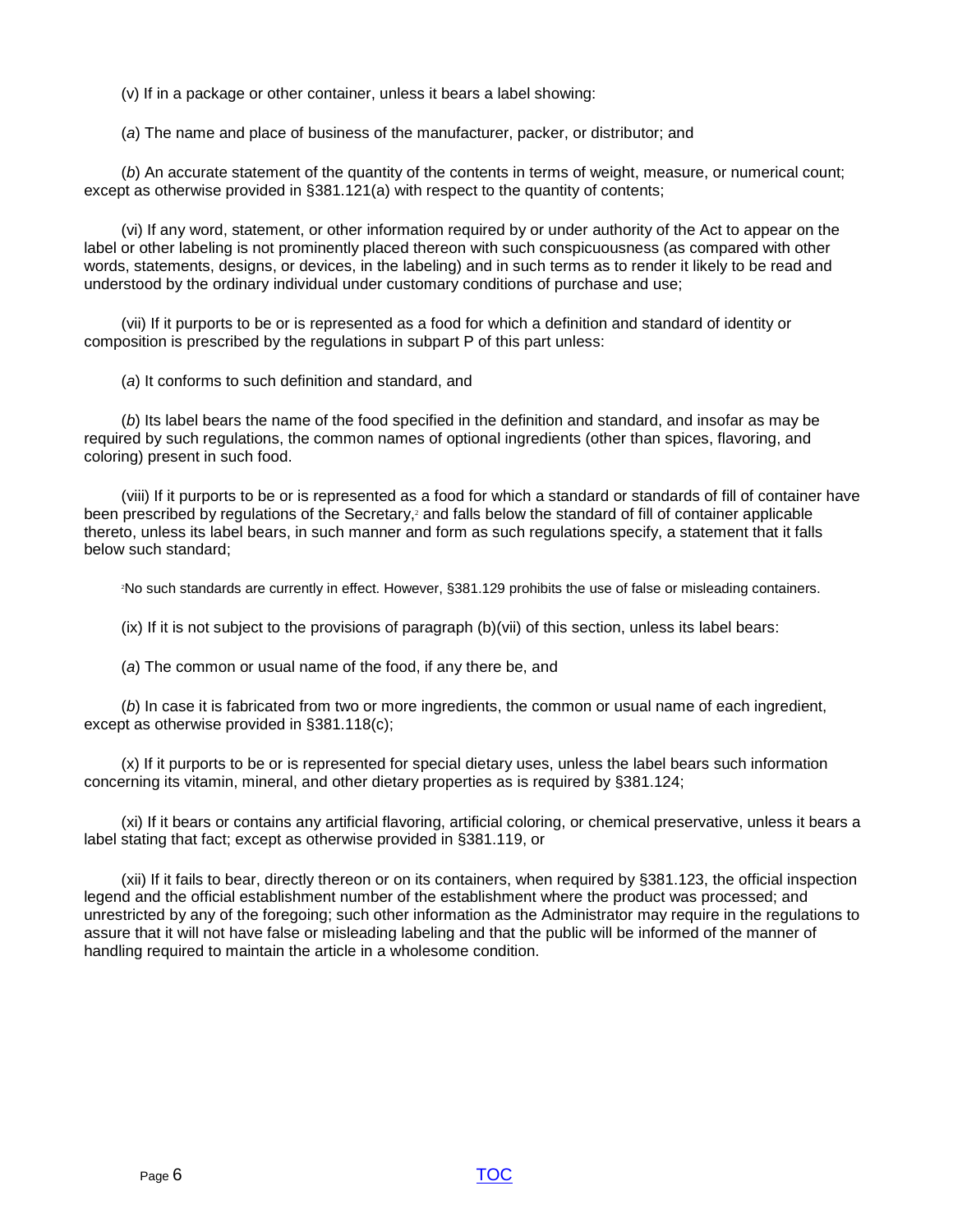(v) If in a package or other container, unless it bears a label showing:

(*a*) The name and place of business of the manufacturer, packer, or distributor; and

(*b*) An accurate statement of the quantity of the contents in terms of weight, measure, or numerical count; except as otherwise provided in §381.121(a) with respect to the quantity of contents;

(vi) If any word, statement, or other information required by or under authority of the Act to appear on the label or other labeling is not prominently placed thereon with such conspicuousness (as compared with other words, statements, designs, or devices, in the labeling) and in such terms as to render it likely to be read and understood by the ordinary individual under customary conditions of purchase and use;

(vii) If it purports to be or is represented as a food for which a definition and standard of identity or composition is prescribed by the regulations in subpart P of this part unless:

(*a*) It conforms to such definition and standard, and

(*b*) Its label bears the name of the food specified in the definition and standard, and insofar as may be required by such regulations, the common names of optional ingredients (other than spices, flavoring, and coloring) present in such food.

(viii) If it purports to be or is represented as a food for which a standard or standards of fill of container have been prescribed by regulations of the Secretary,[2] and falls below the standard of fill of container applicable thereto, unless its label bears, in such manner and form as such regulations specify, a statement that it falls below such standard;

[2]No such standards are currently in effect. However, §381.129 prohibits the use of false or misleading containers.

(ix) If it is not subject to the provisions of paragraph (b)(vii) of this section, unless its label bears:

(*a*) The common or usual name of the food, if any there be, and

(*b*) In case it is fabricated from two or more ingredients, the common or usual name of each ingredient, except as otherwise provided in §381.118(c);

(x) If it purports to be or is represented for special dietary uses, unless the label bears such information concerning its vitamin, mineral, and other dietary properties as is required by §381.124;

(xi) If it bears or contains any artificial flavoring, artificial coloring, or chemical preservative, unless it bears a label stating that fact; except as otherwise provided in §381.119, or

(xii) If it fails to bear, directly thereon or on its containers, when required by §381.123, the official inspection legend and the official establishment number of the establishment where the product was processed; and unrestricted by any of the foregoing; such other information as the Administrator may require in the regulations to assure that it will not have false or misleading labeling and that the public will be informed of the manner of handling required to maintain the article in a wholesome condition.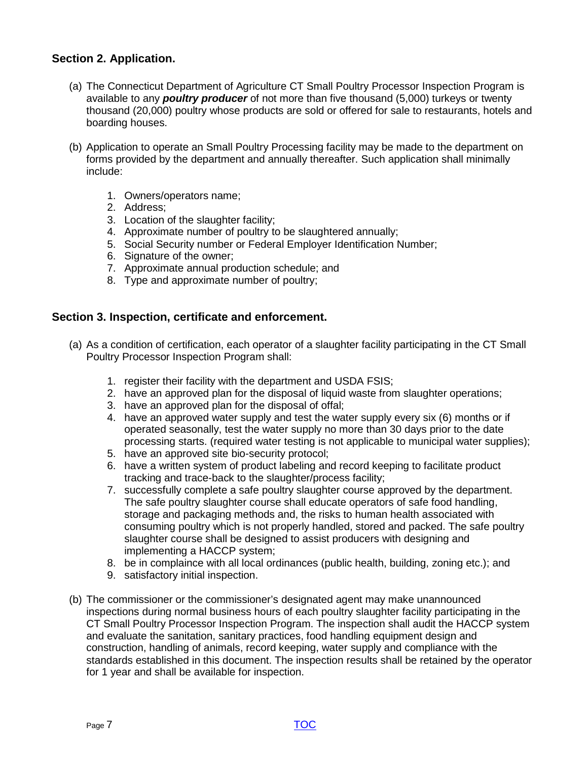## Section 2. Application.

(a) The Connecticut Department of Agriculture CT Small Poultry Processor Inspection Program is available to any ***poultry producer*** of not more than five thousand (5,000) turkeys or twenty thousand (20,000) poultry whose products are sold or offered for sale to restaurants, hotels and boarding houses.

(b) Application to operate an Small Poultry Processing facility may be made to the department on forms provided by the department and annually thereafter. Such application shall minimally include:

1. Owners/operators name;
2. Address;
3. Location of the slaughter facility;
4. Approximate number of poultry to be slaughtered annually;
5. Social Security number or Federal Employer Identification Number;
6. Signature of the owner;
7. Approximate annual production schedule; and
8. Type and approximate number of poultry;

## Section 3. Inspection, certificate and enforcement.

(a) As a condition of certification, each operator of a slaughter facility participating in the CT Small Poultry Processor Inspection Program shall:

1. register their facility with the department and USDA FSIS;
2. have an approved plan for the disposal of liquid waste from slaughter operations;
3. have an approved plan for the disposal of offal;
4. have an approved water supply and test the water supply every six (6) months or if operated seasonally, test the water supply no more than 30 days prior to the date processing starts. (required water testing is not applicable to municipal water supplies);
5. have an approved site bio-security protocol;
6. have a written system of product labeling and record keeping to facilitate product tracking and trace-back to the slaughter/process facility;
7. successfully complete a safe poultry slaughter course approved by the department. The safe poultry slaughter course shall educate operators of safe food handling, storage and packaging methods and, the risks to human health associated with consuming poultry which is not properly handled, stored and packed. The safe poultry slaughter course shall be designed to assist producers with designing and implementing a HACCP system;
8. be in complaince with all local ordinances (public health, building, zoning etc.); and
9. satisfactory initial inspection.

(b) The commissioner or the commissioner's designated agent may make unannounced inspections during normal business hours of each poultry slaughter facility participating in the CT Small Poultry Processor Inspection Program. The inspection shall audit the HACCP system and evaluate the sanitation, sanitary practices, food handling equipment design and construction, handling of animals, record keeping, water supply and compliance with the standards established in this document. The inspection results shall be retained by the operator for 1 year and shall be available for inspection.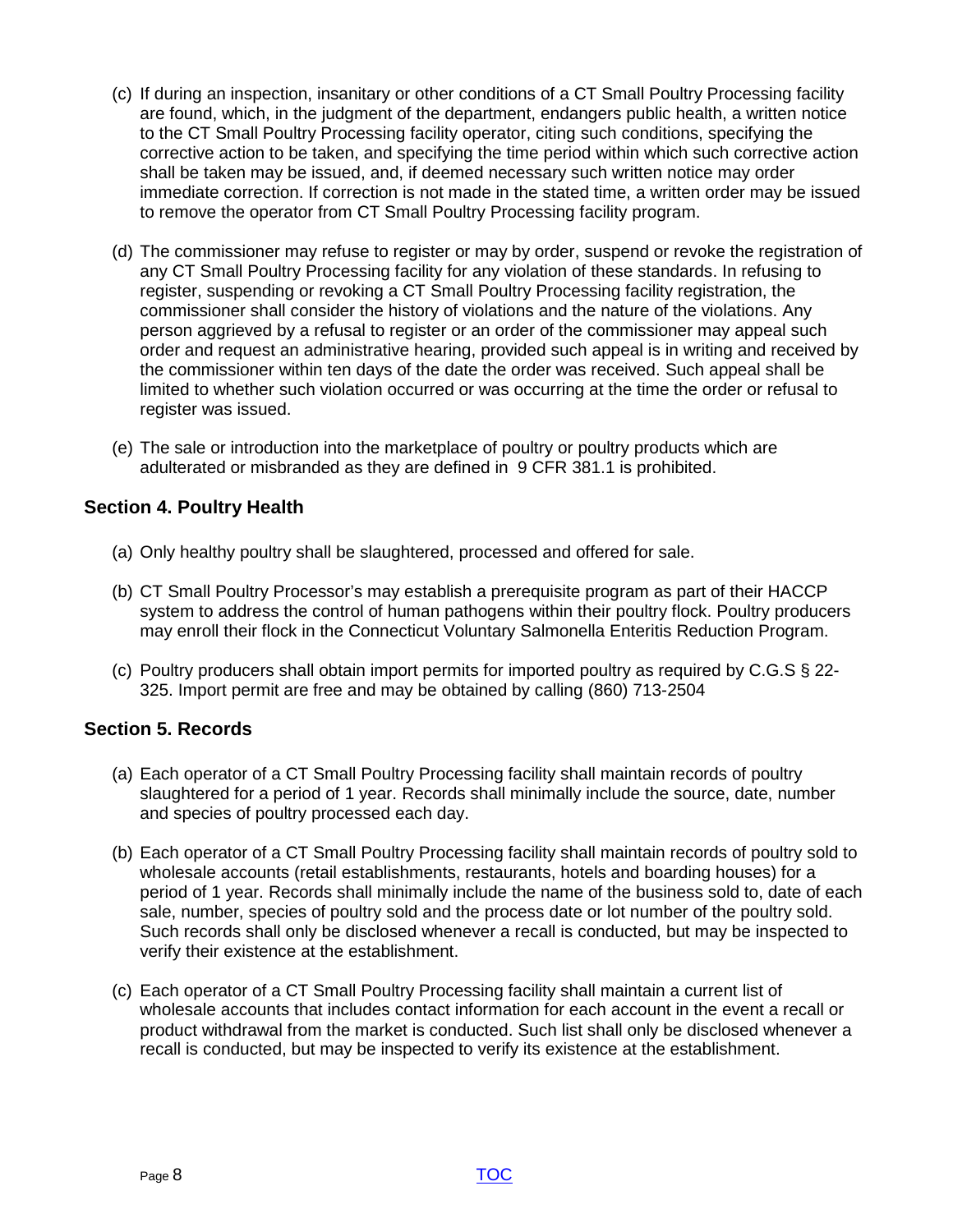(c) If during an inspection, insanitary or other conditions of a CT Small Poultry Processing facility are found, which, in the judgment of the department, endangers public health, a written notice to the CT Small Poultry Processing facility operator, citing such conditions, specifying the corrective action to be taken, and specifying the time period within which such corrective action shall be taken may be issued, and, if deemed necessary such written notice may order immediate correction. If correction is not made in the stated time, a written order may be issued to remove the operator from CT Small Poultry Processing facility program.

(d) The commissioner may refuse to register or may by order, suspend or revoke the registration of any CT Small Poultry Processing facility for any violation of these standards. In refusing to register, suspending or revoking a CT Small Poultry Processing facility registration, the commissioner shall consider the history of violations and the nature of the violations. Any person aggrieved by a refusal to register or an order of the commissioner may appeal such order and request an administrative hearing, provided such appeal is in writing and received by the commissioner within ten days of the date the order was received. Such appeal shall be limited to whether such violation occurred or was occurring at the time the order or refusal to register was issued.

(e) The sale or introduction into the marketplace of poultry or poultry products which are adulterated or misbranded as they are defined in 9 CFR 381.1 is prohibited.

### Section 4. Poultry Health

(a) Only healthy poultry shall be slaughtered, processed and offered for sale.

(b) CT Small Poultry Processor's may establish a prerequisite program as part of their HACCP system to address the control of human pathogens within their poultry flock. Poultry producers may enroll their flock in the Connecticut Voluntary Salmonella Enteritis Reduction Program.

(c) Poultry producers shall obtain import permits for imported poultry as required by C.G.S § 22-325. Import permit are free and may be obtained by calling (860) 713-2504

### Section 5. Records

(a) Each operator of a CT Small Poultry Processing facility shall maintain records of poultry slaughtered for a period of 1 year. Records shall minimally include the source, date, number and species of poultry processed each day.

(b) Each operator of a CT Small Poultry Processing facility shall maintain records of poultry sold to wholesale accounts (retail establishments, restaurants, hotels and boarding houses) for a period of 1 year. Records shall minimally include the name of the business sold to, date of each sale, number, species of poultry sold and the process date or lot number of the poultry sold. Such records shall only be disclosed whenever a recall is conducted, but may be inspected to verify their existence at the establishment.

(c) Each operator of a CT Small Poultry Processing facility shall maintain a current list of wholesale accounts that includes contact information for each account in the event a recall or product withdrawal from the market is conducted. Such list shall only be disclosed whenever a recall is conducted, but may be inspected to verify its existence at the establishment.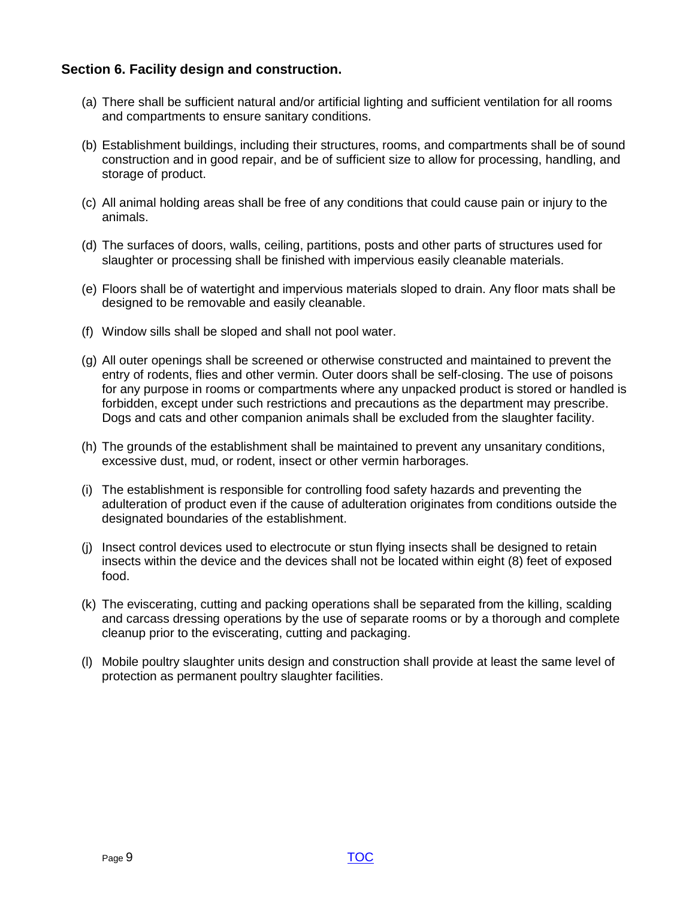## Section 6. Facility design and construction.

(a) There shall be sufficient natural and/or artificial lighting and sufficient ventilation for all rooms and compartments to ensure sanitary conditions.

(b) Establishment buildings, including their structures, rooms, and compartments shall be of sound construction and in good repair, and be of sufficient size to allow for processing, handling, and storage of product.

(c) All animal holding areas shall be free of any conditions that could cause pain or injury to the animals.

(d) The surfaces of doors, walls, ceiling, partitions, posts and other parts of structures used for slaughter or processing shall be finished with impervious easily cleanable materials.

(e) Floors shall be of watertight and impervious materials sloped to drain. Any floor mats shall be designed to be removable and easily cleanable.

(f) Window sills shall be sloped and shall not pool water.

(g) All outer openings shall be screened or otherwise constructed and maintained to prevent the entry of rodents, flies and other vermin. Outer doors shall be self-closing. The use of poisons for any purpose in rooms or compartments where any unpacked product is stored or handled is forbidden, except under such restrictions and precautions as the department may prescribe. Dogs and cats and other companion animals shall be excluded from the slaughter facility.

(h) The grounds of the establishment shall be maintained to prevent any unsanitary conditions, excessive dust, mud, or rodent, insect or other vermin harborages.

(i) The establishment is responsible for controlling food safety hazards and preventing the adulteration of product even if the cause of adulteration originates from conditions outside the designated boundaries of the establishment.

(j) Insect control devices used to electrocute or stun flying insects shall be designed to retain insects within the device and the devices shall not be located within eight (8) feet of exposed food.

(k) The eviscerating, cutting and packing operations shall be separated from the killing, scalding and carcass dressing operations by the use of separate rooms or by a thorough and complete cleanup prior to the eviscerating, cutting and packaging.

(l) Mobile poultry slaughter units design and construction shall provide at least the same level of protection as permanent poultry slaughter facilities.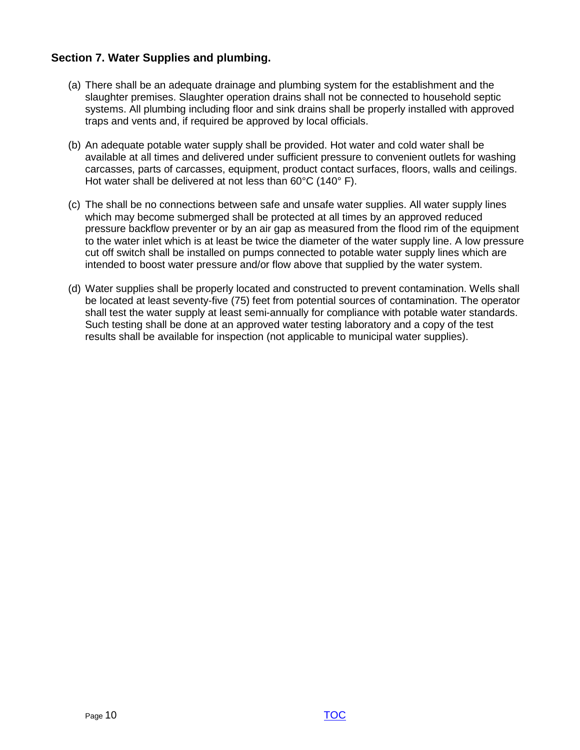## Section 7. Water Supplies and plumbing.

(a) There shall be an adequate drainage and plumbing system for the establishment and the slaughter premises. Slaughter operation drains shall not be connected to household septic systems. All plumbing including floor and sink drains shall be properly installed with approved traps and vents and, if required be approved by local officials.

(b) An adequate potable water supply shall be provided. Hot water and cold water shall be available at all times and delivered under sufficient pressure to convenient outlets for washing carcasses, parts of carcasses, equipment, product contact surfaces, floors, walls and ceilings. Hot water shall be delivered at not less than 60°C (140° F).

(c) The shall be no connections between safe and unsafe water supplies. All water supply lines which may become submerged shall be protected at all times by an approved reduced pressure backflow preventer or by an air gap as measured from the flood rim of the equipment to the water inlet which is at least be twice the diameter of the water supply line. A low pressure cut off switch shall be installed on pumps connected to potable water supply lines which are intended to boost water pressure and/or flow above that supplied by the water system.

(d) Water supplies shall be properly located and constructed to prevent contamination. Wells shall be located at least seventy-five (75) feet from potential sources of contamination. The operator shall test the water supply at least semi-annually for compliance with potable water standards. Such testing shall be done at an approved water testing laboratory and a copy of the test results shall be available for inspection (not applicable to municipal water supplies).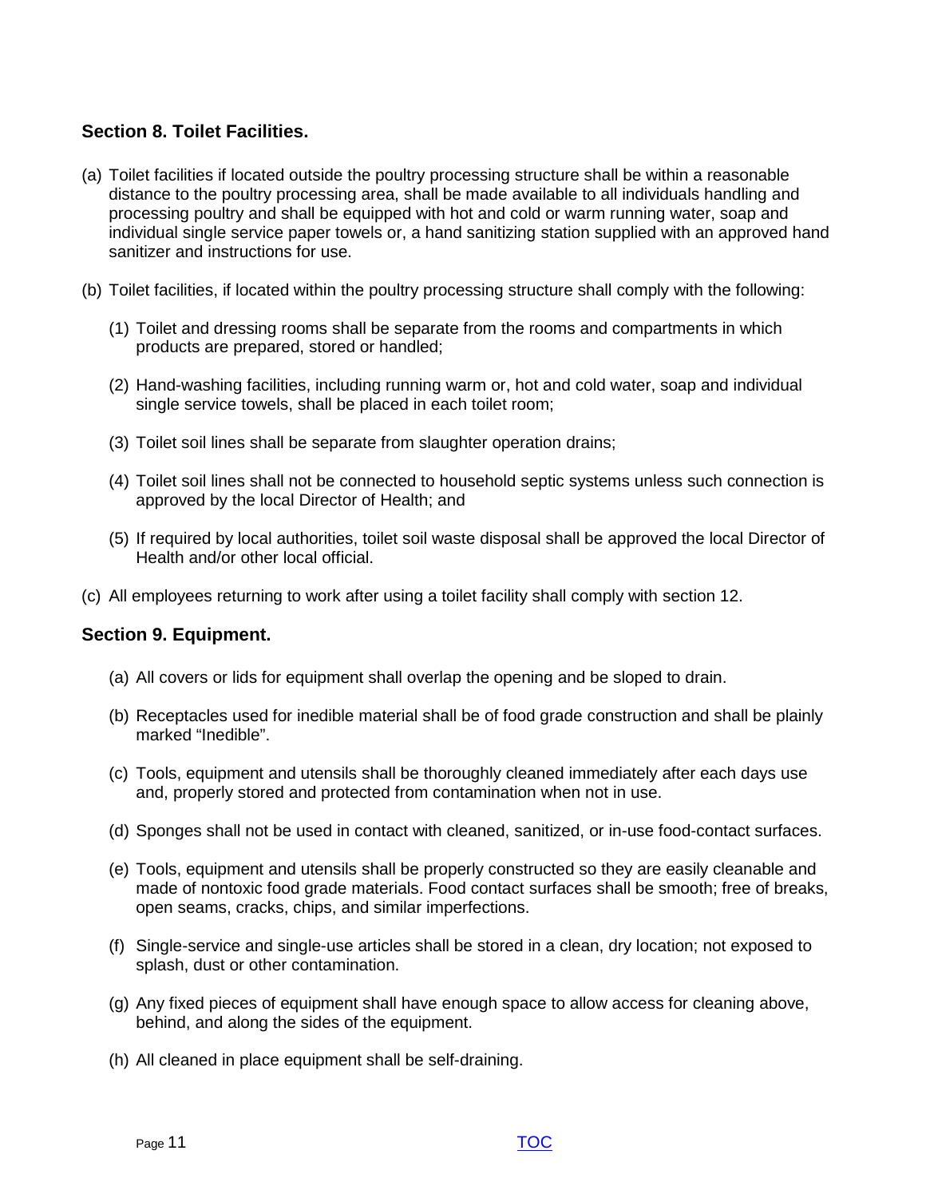## Section 8. Toilet Facilities.

(a) Toilet facilities if located outside the poultry processing structure shall be within a reasonable distance to the poultry processing area, shall be made available to all individuals handling and processing poultry and shall be equipped with hot and cold or warm running water, soap and individual single service paper towels or, a hand sanitizing station supplied with an approved hand sanitizer and instructions for use.

(b) Toilet facilities, if located within the poultry processing structure shall comply with the following:

(1) Toilet and dressing rooms shall be separate from the rooms and compartments in which products are prepared, stored or handled;

(2) Hand-washing facilities, including running warm or, hot and cold water, soap and individual single service towels, shall be placed in each toilet room;

(3) Toilet soil lines shall be separate from slaughter operation drains;

(4) Toilet soil lines shall not be connected to household septic systems unless such connection is approved by the local Director of Health; and

(5) If required by local authorities, toilet soil waste disposal shall be approved the local Director of Health and/or other local official.

(c) All employees returning to work after using a toilet facility shall comply with section 12.

## Section 9. Equipment.

(a) All covers or lids for equipment shall overlap the opening and be sloped to drain.

(b) Receptacles used for inedible material shall be of food grade construction and shall be plainly marked "Inedible".

(c) Tools, equipment and utensils shall be thoroughly cleaned immediately after each days use and, properly stored and protected from contamination when not in use.

(d) Sponges shall not be used in contact with cleaned, sanitized, or in-use food-contact surfaces.

(e) Tools, equipment and utensils shall be properly constructed so they are easily cleanable and made of nontoxic food grade materials. Food contact surfaces shall be smooth; free of breaks, open seams, cracks, chips, and similar imperfections.

(f) Single-service and single-use articles shall be stored in a clean, dry location; not exposed to splash, dust or other contamination.

(g) Any fixed pieces of equipment shall have enough space to allow access for cleaning above, behind, and along the sides of the equipment.

(h) All cleaned in place equipment shall be self-draining.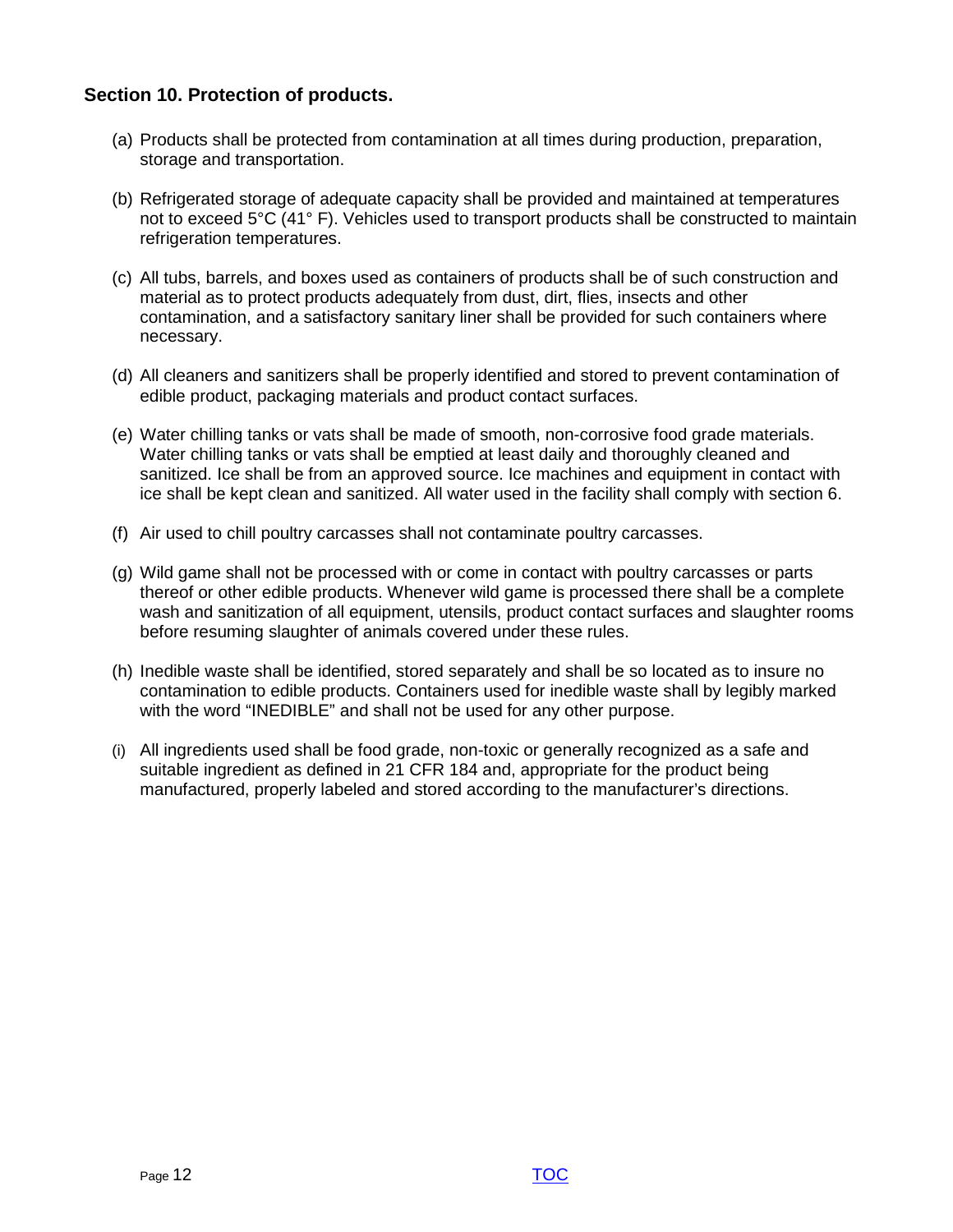## Section 10. Protection of products.

(a) Products shall be protected from contamination at all times during production, preparation, storage and transportation.

(b) Refrigerated storage of adequate capacity shall be provided and maintained at temperatures not to exceed 5°C (41° F). Vehicles used to transport products shall be constructed to maintain refrigeration temperatures.

(c) All tubs, barrels, and boxes used as containers of products shall be of such construction and material as to protect products adequately from dust, dirt, flies, insects and other contamination, and a satisfactory sanitary liner shall be provided for such containers where necessary.

(d) All cleaners and sanitizers shall be properly identified and stored to prevent contamination of edible product, packaging materials and product contact surfaces.

(e) Water chilling tanks or vats shall be made of smooth, non-corrosive food grade materials. Water chilling tanks or vats shall be emptied at least daily and thoroughly cleaned and sanitized. Ice shall be from an approved source. Ice machines and equipment in contact with ice shall be kept clean and sanitized. All water used in the facility shall comply with section 6.

(f) Air used to chill poultry carcasses shall not contaminate poultry carcasses.

(g) Wild game shall not be processed with or come in contact with poultry carcasses or parts thereof or other edible products. Whenever wild game is processed there shall be a complete wash and sanitization of all equipment, utensils, product contact surfaces and slaughter rooms before resuming slaughter of animals covered under these rules.

(h) Inedible waste shall be identified, stored separately and shall be so located as to insure no contamination to edible products. Containers used for inedible waste shall by legibly marked with the word "INEDIBLE" and shall not be used for any other purpose.

(i) All ingredients used shall be food grade, non-toxic or generally recognized as a safe and suitable ingredient as defined in 21 CFR 184 and, appropriate for the product being manufactured, properly labeled and stored according to the manufacturer's directions.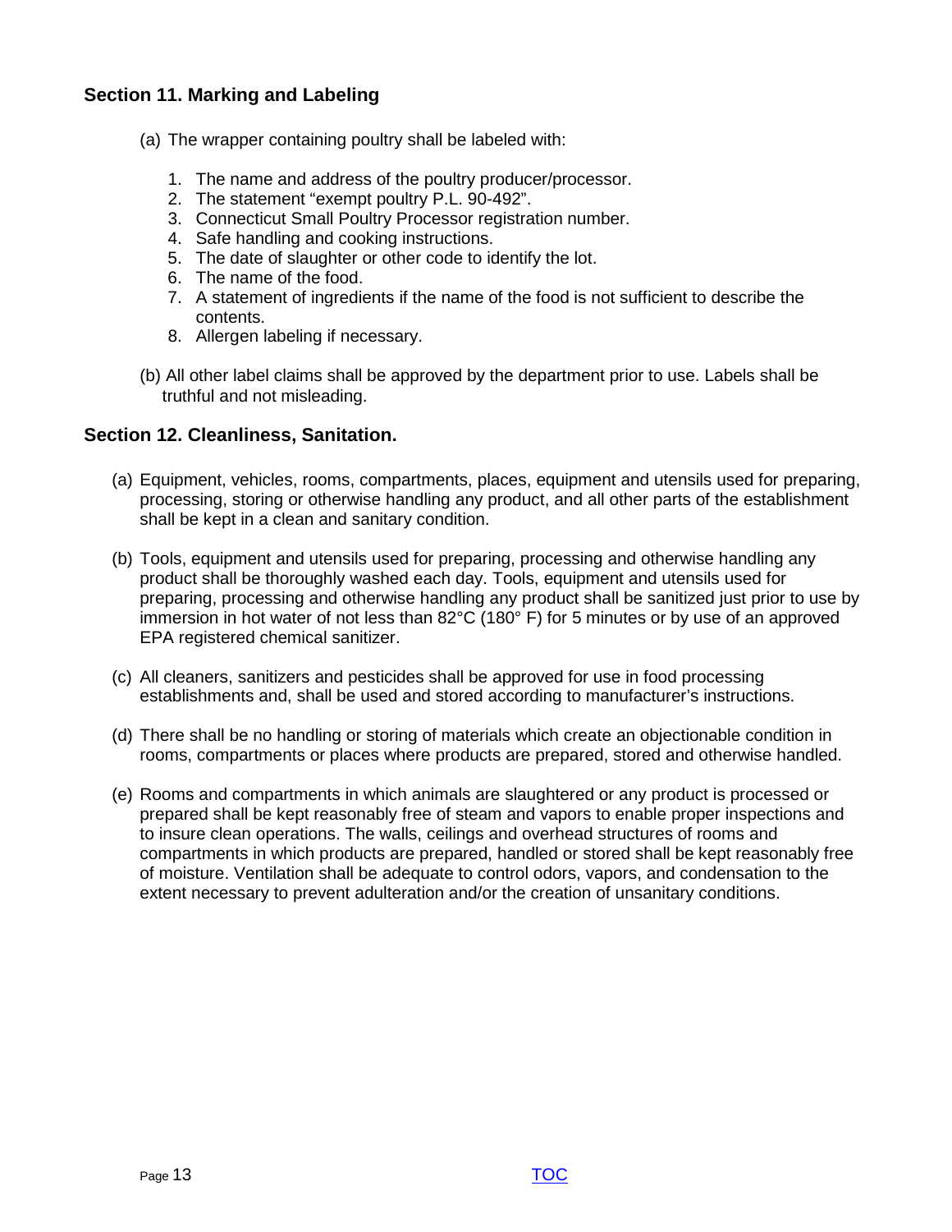## Section 11. Marking and Labeling

(a) The wrapper containing poultry shall be labeled with:

1. The name and address of the poultry producer/processor.
2. The statement "exempt poultry P.L. 90-492".
3. Connecticut Small Poultry Processor registration number.
4. Safe handling and cooking instructions.
5. The date of slaughter or other code to identify the lot.
6. The name of the food.
7. A statement of ingredients if the name of the food is not sufficient to describe the contents.
8. Allergen labeling if necessary.

(b) All other label claims shall be approved by the department prior to use. Labels shall be truthful and not misleading.

## Section 12. Cleanliness, Sanitation.

(a) Equipment, vehicles, rooms, compartments, places, equipment and utensils used for preparing, processing, storing or otherwise handling any product, and all other parts of the establishment shall be kept in a clean and sanitary condition.

(b) Tools, equipment and utensils used for preparing, processing and otherwise handling any product shall be thoroughly washed each day. Tools, equipment and utensils used for preparing, processing and otherwise handling any product shall be sanitized just prior to use by immersion in hot water of not less than 82°C (180° F) for 5 minutes or by use of an approved EPA registered chemical sanitizer.

(c) All cleaners, sanitizers and pesticides shall be approved for use in food processing establishments and, shall be used and stored according to manufacturer's instructions.

(d) There shall be no handling or storing of materials which create an objectionable condition in rooms, compartments or places where products are prepared, stored and otherwise handled.

(e) Rooms and compartments in which animals are slaughtered or any product is processed or prepared shall be kept reasonably free of steam and vapors to enable proper inspections and to insure clean operations. The walls, ceilings and overhead structures of rooms and compartments in which products are prepared, handled or stored shall be kept reasonably free of moisture. Ventilation shall be adequate to control odors, vapors, and condensation to the extent necessary to prevent adulteration and/or the creation of unsanitary conditions.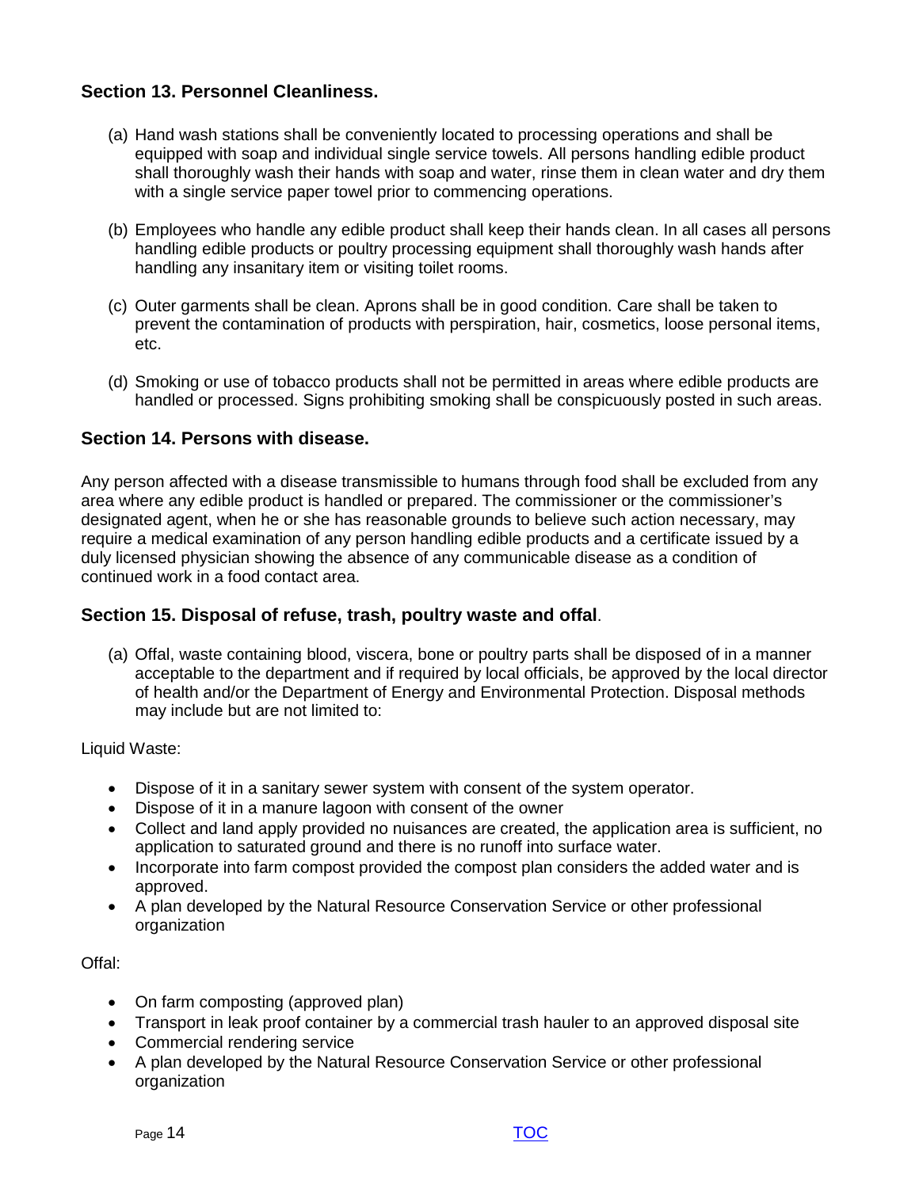## Section 13. Personnel Cleanliness.

(a) Hand wash stations shall be conveniently located to processing operations and shall be equipped with soap and individual single service towels. All persons handling edible product shall thoroughly wash their hands with soap and water, rinse them in clean water and dry them with a single service paper towel prior to commencing operations.

(b) Employees who handle any edible product shall keep their hands clean. In all cases all persons handling edible products or poultry processing equipment shall thoroughly wash hands after handling any insanitary item or visiting toilet rooms.

(c) Outer garments shall be clean. Aprons shall be in good condition. Care shall be taken to prevent the contamination of products with perspiration, hair, cosmetics, loose personal items, etc.

(d) Smoking or use of tobacco products shall not be permitted in areas where edible products are handled or processed. Signs prohibiting smoking shall be conspicuously posted in such areas.

## Section 14. Persons with disease.

Any person affected with a disease transmissible to humans through food shall be excluded from any area where any edible product is handled or prepared. The commissioner or the commissioner's designated agent, when he or she has reasonable grounds to believe such action necessary, may require a medical examination of any person handling edible products and a certificate issued by a duly licensed physician showing the absence of any communicable disease as a condition of continued work in a food contact area.

## Section 15. Disposal of refuse, trash, poultry waste and offal.

(a) Offal, waste containing blood, viscera, bone or poultry parts shall be disposed of in a manner acceptable to the department and if required by local officials, be approved by the local director of health and/or the Department of Energy and Environmental Protection. Disposal methods may include but are not limited to:

Liquid Waste:

- Dispose of it in a sanitary sewer system with consent of the system operator.
- Dispose of it in a manure lagoon with consent of the owner
- Collect and land apply provided no nuisances are created, the application area is sufficient, no application to saturated ground and there is no runoff into surface water.
- Incorporate into farm compost provided the compost plan considers the added water and is approved.
- A plan developed by the Natural Resource Conservation Service or other professional organization

Offal:

- On farm composting (approved plan)
- Transport in leak proof container by a commercial trash hauler to an approved disposal site
- Commercial rendering service
- A plan developed by the Natural Resource Conservation Service or other professional organization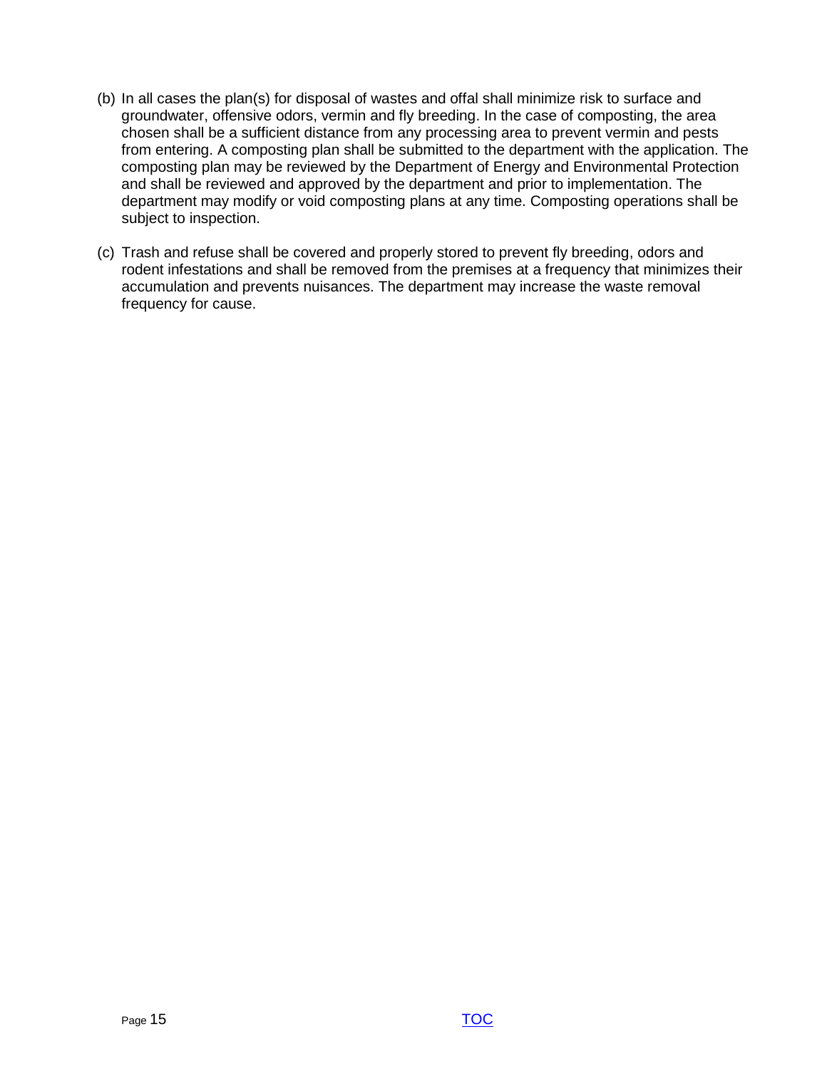(b) In all cases the plan(s) for disposal of wastes and offal shall minimize risk to surface and groundwater, offensive odors, vermin and fly breeding. In the case of composting, the area chosen shall be a sufficient distance from any processing area to prevent vermin and pests from entering. A composting plan shall be submitted to the department with the application. The composting plan may be reviewed by the Department of Energy and Environmental Protection and shall be reviewed and approved by the department and prior to implementation. The department may modify or void composting plans at any time. Composting operations shall be subject to inspection.

(c) Trash and refuse shall be covered and properly stored to prevent fly breeding, odors and rodent infestations and shall be removed from the premises at a frequency that minimizes their accumulation and prevents nuisances. The department may increase the waste removal frequency for cause.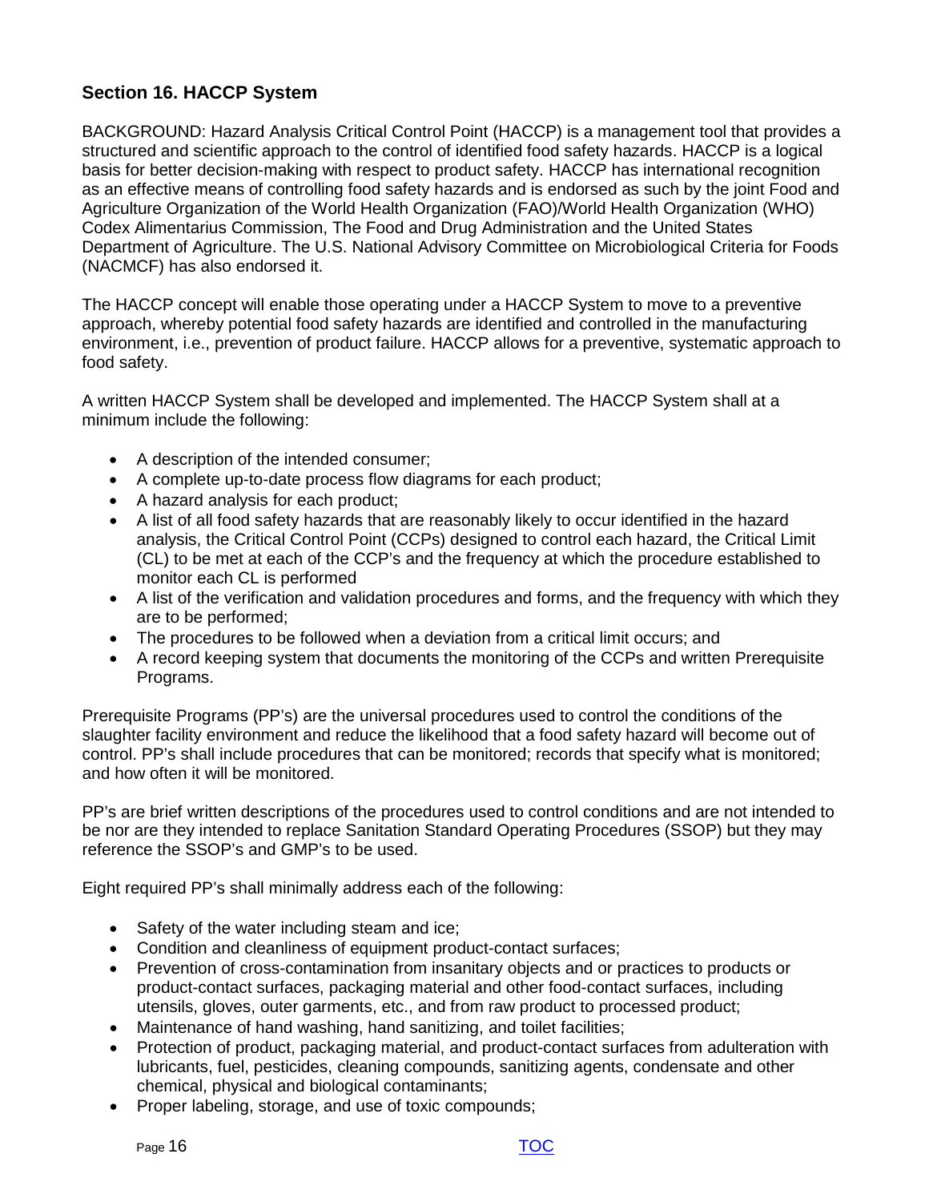## Section 16. HACCP System

BACKGROUND: Hazard Analysis Critical Control Point (HACCP) is a management tool that provides a structured and scientific approach to the control of identified food safety hazards. HACCP is a logical basis for better decision-making with respect to product safety. HACCP has international recognition as an effective means of controlling food safety hazards and is endorsed as such by the joint Food and Agriculture Organization of the World Health Organization (FAO)/World Health Organization (WHO) Codex Alimentarius Commission, The Food and Drug Administration and the United States Department of Agriculture. The U.S. National Advisory Committee on Microbiological Criteria for Foods (NACMCF) has also endorsed it.

The HACCP concept will enable those operating under a HACCP System to move to a preventive approach, whereby potential food safety hazards are identified and controlled in the manufacturing environment, i.e., prevention of product failure. HACCP allows for a preventive, systematic approach to food safety.

A written HACCP System shall be developed and implemented. The HACCP System shall at a minimum include the following:

- A description of the intended consumer;
- A complete up-to-date process flow diagrams for each product;
- A hazard analysis for each product;
- A list of all food safety hazards that are reasonably likely to occur identified in the hazard analysis, the Critical Control Point (CCPs) designed to control each hazard, the Critical Limit (CL) to be met at each of the CCP's and the frequency at which the procedure established to monitor each CL is performed
- A list of the verification and validation procedures and forms, and the frequency with which they are to be performed;
- The procedures to be followed when a deviation from a critical limit occurs; and
- A record keeping system that documents the monitoring of the CCPs and written Prerequisite Programs.

Prerequisite Programs (PP's) are the universal procedures used to control the conditions of the slaughter facility environment and reduce the likelihood that a food safety hazard will become out of control. PP's shall include procedures that can be monitored; records that specify what is monitored; and how often it will be monitored.

PP's are brief written descriptions of the procedures used to control conditions and are not intended to be nor are they intended to replace Sanitation Standard Operating Procedures (SSOP) but they may reference the SSOP's and GMP's to be used.

Eight required PP's shall minimally address each of the following:

- Safety of the water including steam and ice;
- Condition and cleanliness of equipment product-contact surfaces;
- Prevention of cross-contamination from insanitary objects and or practices to products or product-contact surfaces, packaging material and other food-contact surfaces, including utensils, gloves, outer garments, etc., and from raw product to processed product;
- Maintenance of hand washing, hand sanitizing, and toilet facilities;
- Protection of product, packaging material, and product-contact surfaces from adulteration with lubricants, fuel, pesticides, cleaning compounds, sanitizing agents, condensate and other chemical, physical and biological contaminants;
- Proper labeling, storage, and use of toxic compounds;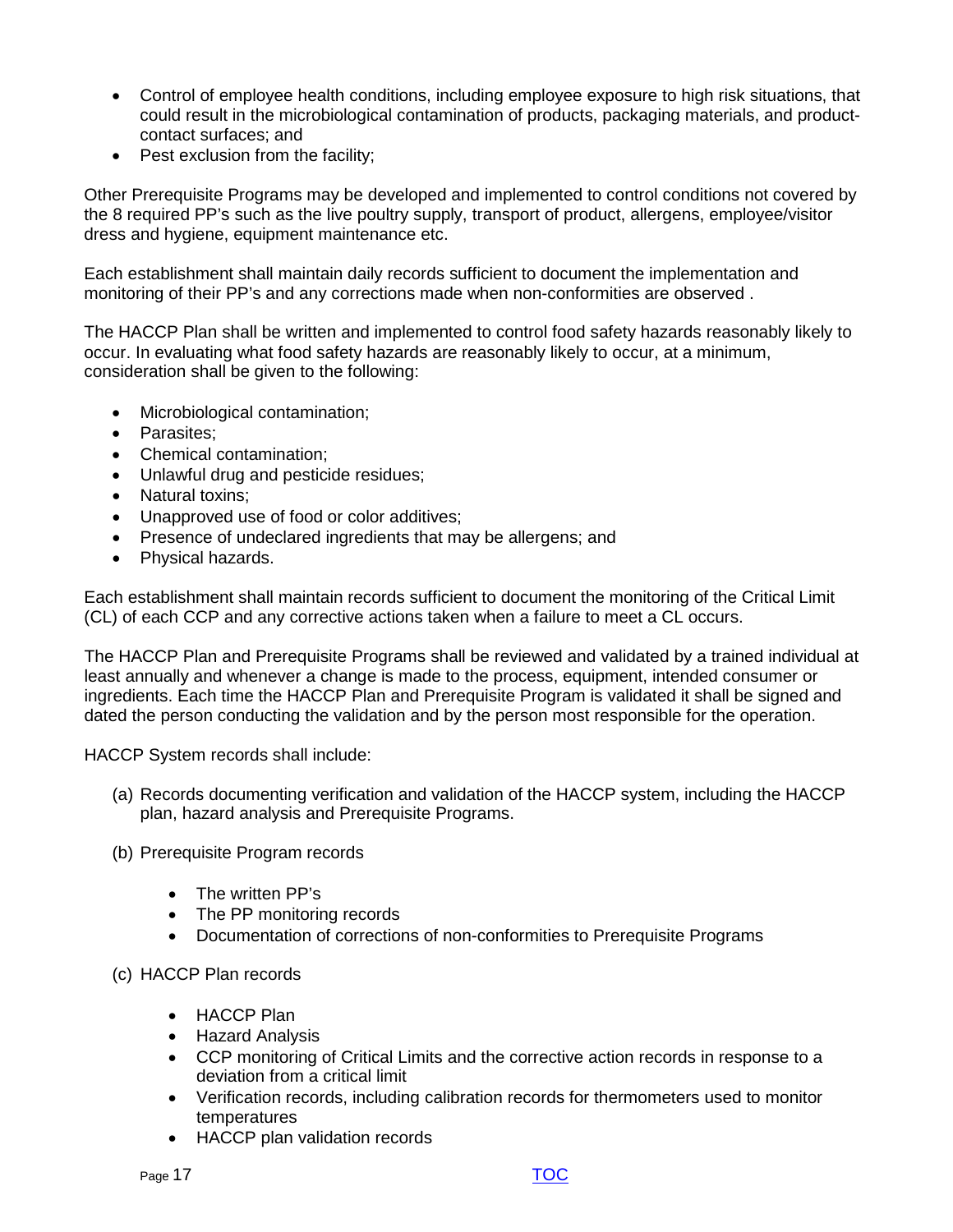- Control of employee health conditions, including employee exposure to high risk situations, that could result in the microbiological contamination of products, packaging materials, and product-contact surfaces; and
- Pest exclusion from the facility;

Other Prerequisite Programs may be developed and implemented to control conditions not covered by the 8 required PP's such as the live poultry supply, transport of product, allergens, employee/visitor dress and hygiene, equipment maintenance etc.

Each establishment shall maintain daily records sufficient to document the implementation and monitoring of their PP's and any corrections made when non-conformities are observed .

The HACCP Plan shall be written and implemented to control food safety hazards reasonably likely to occur. In evaluating what food safety hazards are reasonably likely to occur, at a minimum, consideration shall be given to the following:

- Microbiological contamination;
- Parasites;
- Chemical contamination;
- Unlawful drug and pesticide residues;
- Natural toxins;
- Unapproved use of food or color additives;
- Presence of undeclared ingredients that may be allergens; and
- Physical hazards.

Each establishment shall maintain records sufficient to document the monitoring of the Critical Limit (CL) of each CCP and any corrective actions taken when a failure to meet a CL occurs.

The HACCP Plan and Prerequisite Programs shall be reviewed and validated by a trained individual at least annually and whenever a change is made to the process, equipment, intended consumer or ingredients. Each time the HACCP Plan and Prerequisite Program is validated it shall be signed and dated the person conducting the validation and by the person most responsible for the operation.

HACCP System records shall include:

(a) Records documenting verification and validation of the HACCP system, including the HACCP plan, hazard analysis and Prerequisite Programs.

(b) Prerequisite Program records

- The written PP's
- The PP monitoring records
- Documentation of corrections of non-conformities to Prerequisite Programs

(c) HACCP Plan records

- HACCP Plan
- Hazard Analysis
- CCP monitoring of Critical Limits and the corrective action records in response to a deviation from a critical limit
- Verification records, including calibration records for thermometers used to monitor temperatures
- HACCP plan validation records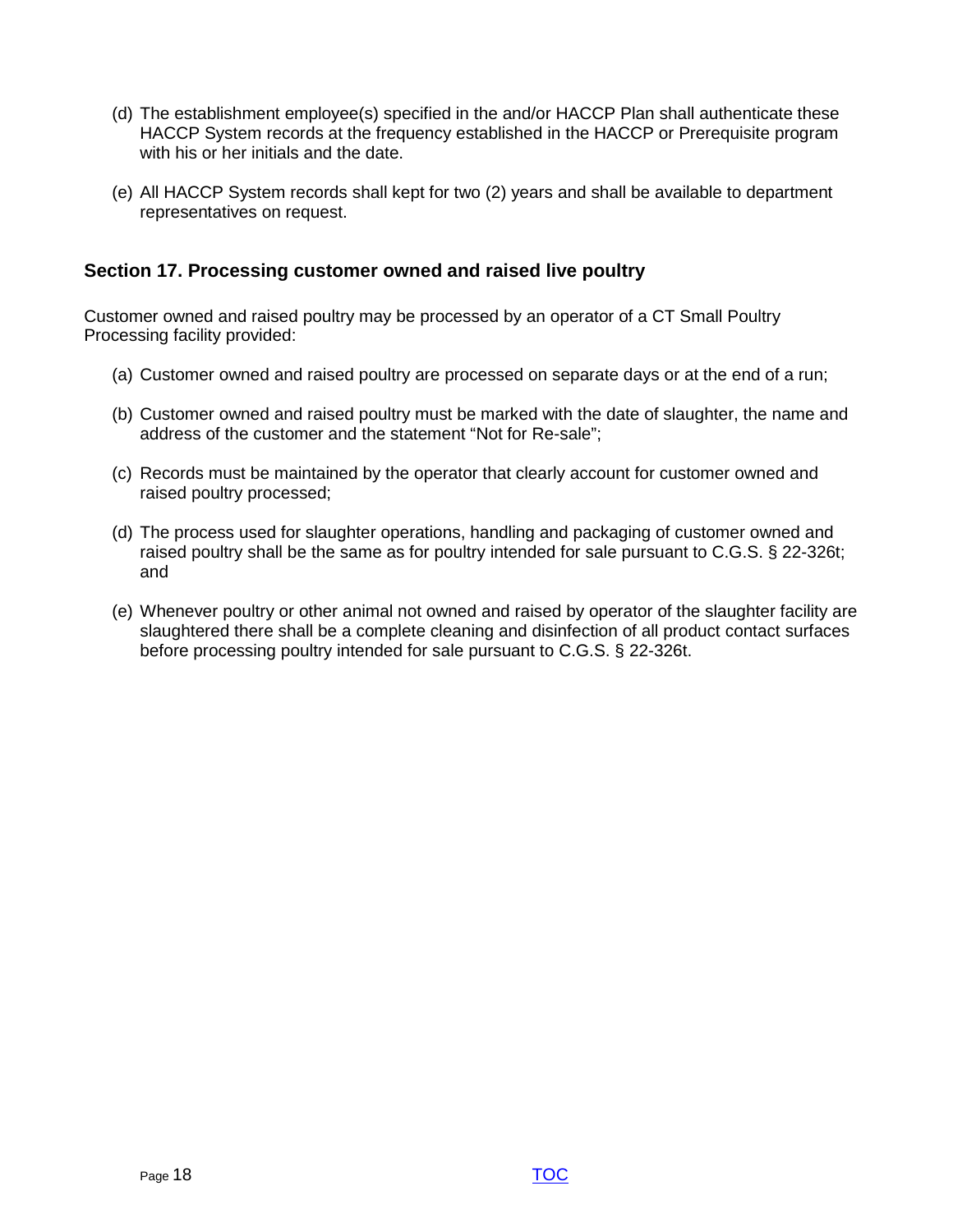(d) The establishment employee(s) specified in the and/or HACCP Plan shall authenticate these HACCP System records at the frequency established in the HACCP or Prerequisite program with his or her initials and the date.

(e) All HACCP System records shall kept for two (2) years and shall be available to department representatives on request.

### Section 17. Processing customer owned and raised live poultry

Customer owned and raised poultry may be processed by an operator of a CT Small Poultry Processing facility provided:

(a) Customer owned and raised poultry are processed on separate days or at the end of a run;

(b) Customer owned and raised poultry must be marked with the date of slaughter, the name and address of the customer and the statement "Not for Re-sale";

(c) Records must be maintained by the operator that clearly account for customer owned and raised poultry processed;

(d) The process used for slaughter operations, handling and packaging of customer owned and raised poultry shall be the same as for poultry intended for sale pursuant to C.G.S. § 22-326t; and

(e) Whenever poultry or other animal not owned and raised by operator of the slaughter facility are slaughtered there shall be a complete cleaning and disinfection of all product contact surfaces before processing poultry intended for sale pursuant to C.G.S. § 22-326t.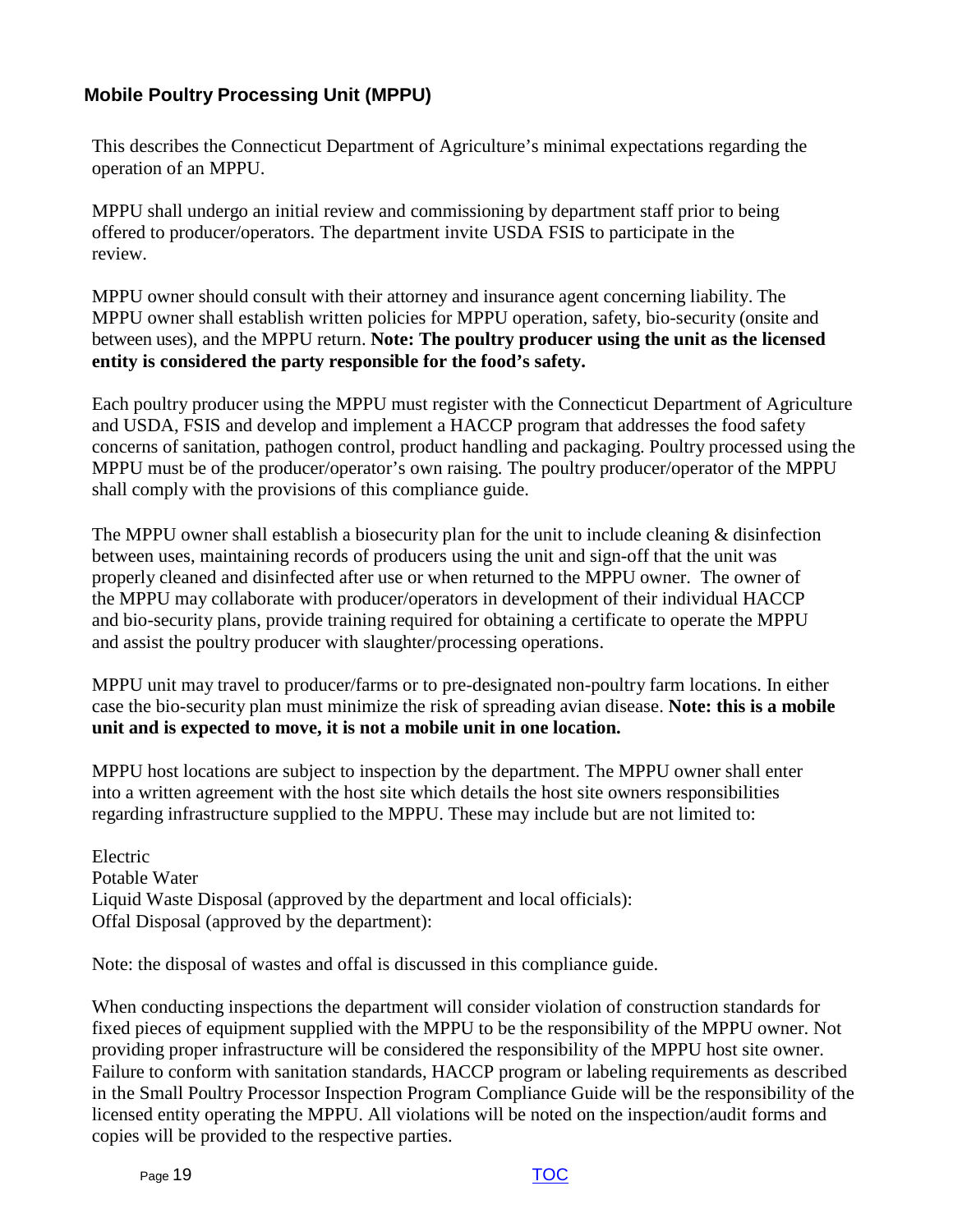## Mobile Poultry Processing Unit (MPPU)

This describes the Connecticut Department of Agriculture's minimal expectations regarding the operation of an MPPU.

MPPU shall undergo an initial review and commissioning by department staff prior to being offered to producer/operators. The department invite USDA FSIS to participate in the review.

MPPU owner should consult with their attorney and insurance agent concerning liability. The MPPU owner shall establish written policies for MPPU operation, safety, bio-security (onsite and between uses), and the MPPU return. **Note: The poultry producer using the unit as the licensed entity is considered the party responsible for the food's safety.**

Each poultry producer using the MPPU must register with the Connecticut Department of Agriculture and USDA, FSIS and develop and implement a HACCP program that addresses the food safety concerns of sanitation, pathogen control, product handling and packaging. Poultry processed using the MPPU must be of the producer/operator's own raising. The poultry producer/operator of the MPPU shall comply with the provisions of this compliance guide.

The MPPU owner shall establish a biosecurity plan for the unit to include cleaning & disinfection between uses, maintaining records of producers using the unit and sign-off that the unit was properly cleaned and disinfected after use or when returned to the MPPU owner. The owner of the MPPU may collaborate with producer/operators in development of their individual HACCP and bio-security plans, provide training required for obtaining a certificate to operate the MPPU and assist the poultry producer with slaughter/processing operations.

MPPU unit may travel to producer/farms or to pre-designated non-poultry farm locations. In either case the bio-security plan must minimize the risk of spreading avian disease. **Note: this is a mobile unit and is expected to move, it is not a mobile unit in one location.**

MPPU host locations are subject to inspection by the department. The MPPU owner shall enter into a written agreement with the host site which details the host site owners responsibilities regarding infrastructure supplied to the MPPU. These may include but are not limited to:

Electric
Potable Water
Liquid Waste Disposal (approved by the department and local officials):
Offal Disposal (approved by the department):

Note: the disposal of wastes and offal is discussed in this compliance guide.

When conducting inspections the department will consider violation of construction standards for fixed pieces of equipment supplied with the MPPU to be the responsibility of the MPPU owner. Not providing proper infrastructure will be considered the responsibility of the MPPU host site owner. Failure to conform with sanitation standards, HACCP program or labeling requirements as described in the Small Poultry Processor Inspection Program Compliance Guide will be the responsibility of the licensed entity operating the MPPU. All violations will be noted on the inspection/audit forms and copies will be provided to the respective parties.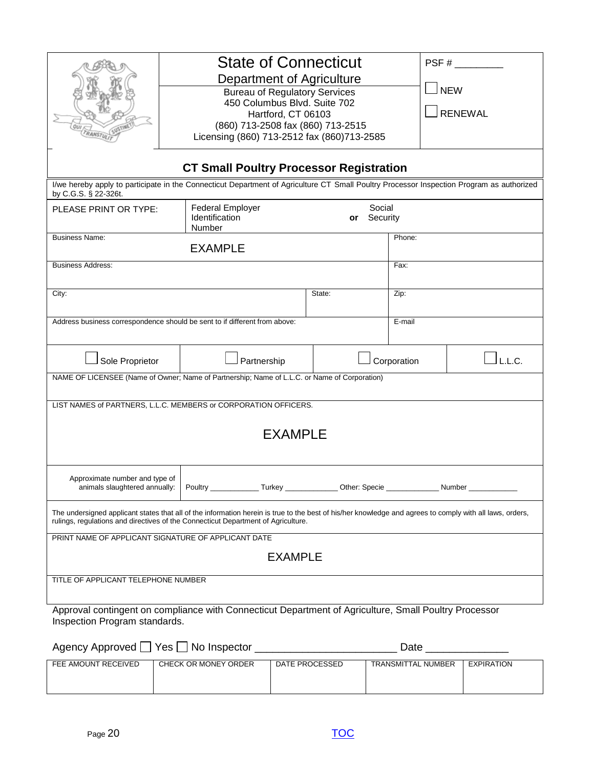State of Connecticut
Department of Agriculture
Bureau of Regulatory Services
450 Columbus Blvd. Suite 702
Hartford, CT 06103
(860) 713-2508 fax (860) 713-2515
Licensing (860) 713-2512 fax (860)713-2585

PSF # _________

☐ NEW

☐ RENEWAL

## CT Small Poultry Processor Registration

I/we hereby apply to participate in the Connecticut Department of Agriculture CT Small Poultry Processor Inspection Program as authorized by C.G.S. § 22-326t.

| PLEASE PRINT OR TYPE: | Federal Employer Identification Number **or** Social Security | | |
|---|---|---|---|
| Business Name: EXAMPLE | | | Phone: |
| Business Address: | | | Fax: |
| City: | | State: | Zip: |
| Address business correspondence should be sent to if different from above: | | | E-mail |

| ☐ Sole Proprietor | ☐ Partnership | ☐ Corporation | ☐ L.L.C. |
|---|---|---|---|

NAME OF LICENSEE (Name of Owner; Name of Partnership; Name of L.L.C. or Name of Corporation)

LIST NAMES of PARTNERS, L.L.C. MEMBERS or CORPORATION OFFICERS.

EXAMPLE

| Approximate number and type of animals slaughtered annually: | Poultry ___________ Turkey ____________ Other: Specie ____________ Number ___________ |
|---|---|

The undersigned applicant states that all of the information herein is true to the best of his/her knowledge and agrees to comply with all laws, orders, rulings, regulations and directives of the Connecticut Department of Agriculture.

PRINT NAME OF APPLICANT SIGNATURE OF APPLICANT DATE

EXAMPLE

TITLE OF APPLICANT TELEPHONE NUMBER

Approval contingent on compliance with Connecticut Department of Agriculture, Small Poultry Processor Inspection Program standards.

Agency Approved ☐ Yes ☐ No Inspector _______________________ Date ______________

| FEE AMOUNT RECEIVED | CHECK OR MONEY ORDER | DATE PROCESSED | TRANSMITTAL NUMBER | EXPIRATION |
|---|---|---|---|---|
| | | | | |

TOC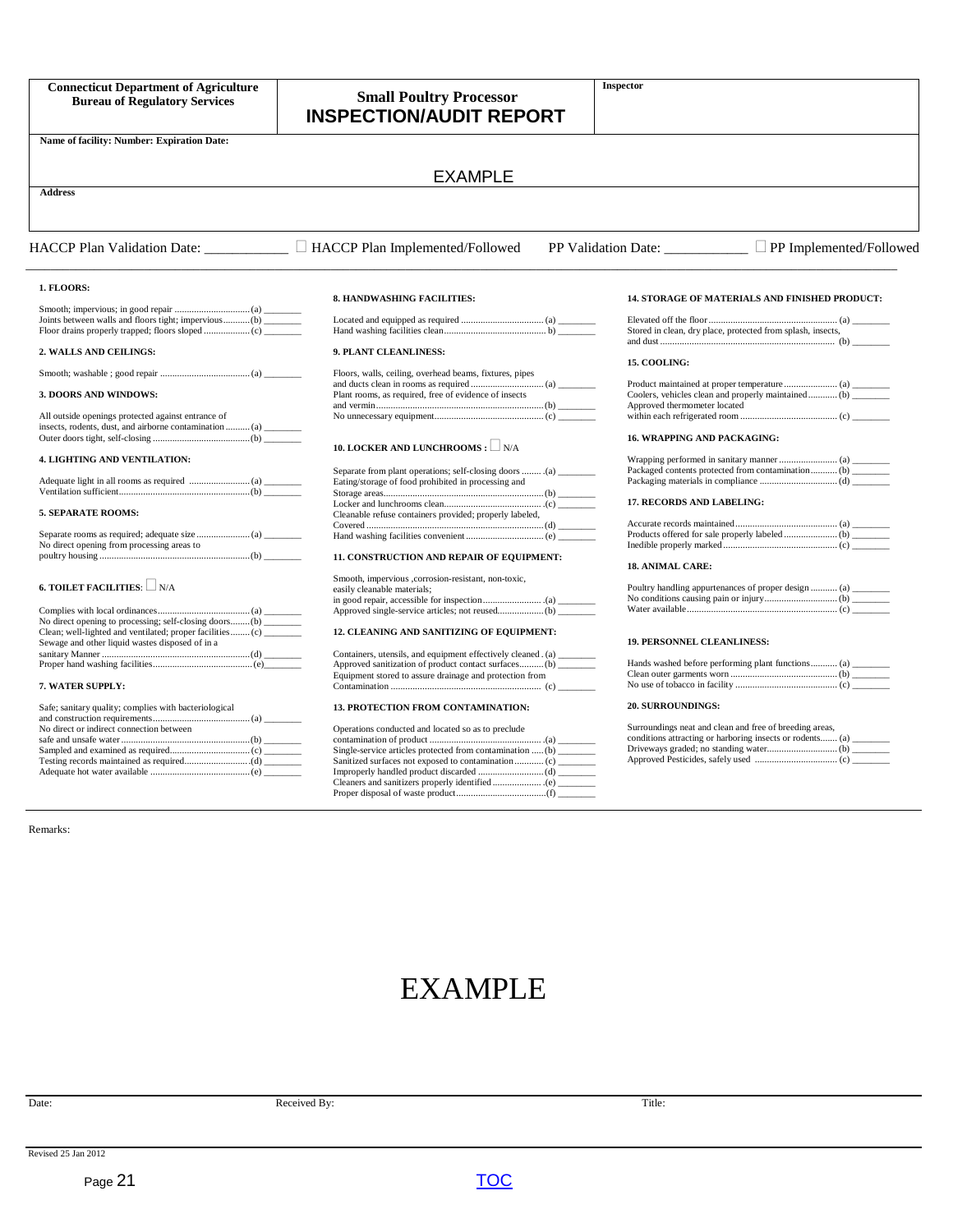| **Connecticut Department of Agriculture Bureau of Regulatory Services** | **Small Poultry Processor INSPECTION/AUDIT REPORT** | **Inspector** |
|---|---|---|

**Name of facility: Number: Expiration Date:**

EXAMPLE

**Address**

HACCP Plan Validation Date: ___________ ☐ HACCP Plan Implemented/Followed PP Validation Date: ___________ ☐ PP Implemented/Followed

**1. FLOORS:**

Smooth; impervious; in good repair ............................... (a) ________
Joints between walls and floors tight; impervious........... (b) ________
Floor drains properly trapped; floors sloped ................... (c) ________

**2. WALLS AND CEILINGS:**

Smooth; washable ; good repair .................................... (a) ________

**3. DOORS AND WINDOWS:**

All outside openings protected against entrance of insects, rodents, dust, and airborne contamination .......... (a) ________
Outer doors tight, self-closing ........................................ (b) ________

**4. LIGHTING AND VENTILATION:**

Adequate light in all rooms as required ......................... (a) ________
Ventilation sufficient...................................................... (b) ________

**5. SEPARATE ROOMS:**

Separate rooms as required; adequate size ...................... (a) ________
No direct opening from processing areas to poultry housing ............................................................... (b) ________

**6. TOILET FACILITIES**: ☐ N/A

Complies with local ordinances...................................... (a) ________
No direct opening to processing; self-closing doors........ (b) ________
Clean; well-lighted and ventilated; proper facilities........ (c) ________
Sewage and other liquid wastes disposed of in a sanitary Manner .............................................................. (d) ________
Proper hand washing facilities........................................ (e)________

**7. WATER SUPPLY:**

Safe; sanitary quality; complies with bacteriological and construction requirements........................................ (a) ________
No direct or indirect connection between safe and unsafe water ..................................................... (b) ________
Sampled and examined as required................................. (c) ________
Testing records maintained as required........................... (d) ________
Adequate hot water available ......................................... (e) ________

**8. HANDWASHING FACILITIES:**

Located and equipped as required .................................. (a) ________
Hand washing facilities clean.......................................... b) ________

**9. PLANT CLEANLINESS:**

Floors, walls, ceiling, overhead beams, fixtures, pipes and ducts clean in rooms as required .............................. (a) ________
Plant rooms, as required, free of evidence of insects and vermin..................................................................... (b) ________
No unnecessary equipment............................................. (c) ________

**10. LOCKER AND LUNCHROOMS :** ☐ N/A

Separate from plant operations; self-closing doors ......... .(a) ________
Eating/storage of food prohibited in processing and Storage areas................................................................. (b) ________
Locker and lunchrooms clean......................................... .(c) ________
Cleanable refuse containers provided; properly labeled, Covered ........................................................................ (d) ________
Hand washing facilities convenient ................................ (e) ________

**11. CONSTRUCTION AND REPAIR OF EQUIPMENT:**

Smooth, impervious ,corrosion-resistant, non-toxic, easily cleanable materials; in good repair, accessible for inspection......................... .(a) ________
Approved single-service articles; not reused................... (b) ________

**12. CLEANING AND SANITIZING OF EQUIPMENT:**

Containers, utensils, and equipment effectively cleaned . (a) ________
Approved sanitization of product contact surfaces.......... (b) ________
Equipment stored to assure drainage and protection from Contamination ............................................................... (c) ________

**13. PROTECTION FROM CONTAMINATION:**

Operations conducted and located so as to preclude contamination of product ............................................... .(a) ________
Single-service articles protected from contamination ...... (b) ________
Sanitized surfaces not exposed to contamination ............ (c) ________
Improperly handled product discarded ........................... (d) ________
Cleaners and sanitizers properly identified .................... .(e) ________
Proper disposal of waste product..................................... (f) ________

**14. STORAGE OF MATERIALS AND FINISHED PRODUCT:**

Elevated off the floor...................................................... (a) ________
Stored in clean, dry place, protected from splash, insects, and dust ........................................................................ (b) ________

**15. COOLING:**

Product maintained at proper temperature...................... (a) ________
Coolers, vehicles clean and properly maintained............ (b) ________
Approved thermometer located within each refrigerated room ......................................... (c) ________

**16. WRAPPING AND PACKAGING:**

Wrapping performed in sanitary manner ........................ (a) ________
Packaged contents protected from contamination........... (b) ________
Packaging materials in compliance ................................ (d) ________

**17. RECORDS AND LABELING:**

Accurate records maintained........................................... (a) ________
Products offered for sale properly labeled...................... (b) ________
Inedible properly marked............................................... (c) ________

**18. ANIMAL CARE:**

Poultry handling appurtenances of proper design ........... (a) ________
No conditions causing pain or injury.............................. (b) ________
Water available.............................................................. (c) ________

**19. PERSONNEL CLEANLINESS:**

Hands washed before performing plant functions........... (a) ________
Clean outer garments worn ............................................ (b) ________
No use of tobacco in facility .......................................... (c) ________

**20. SURROUNDINGS:**

Surroundings neat and clean and free of breeding areas, conditions attracting or harboring insects or rodents....... (a) ________
Driveways graded; no standing water............................. (b) ________
Approved Pesticides, safely used .................................. (c) ________

Remarks:

EXAMPLE

Date: Received By: Title:

Revised 25 Jan 2012

TOC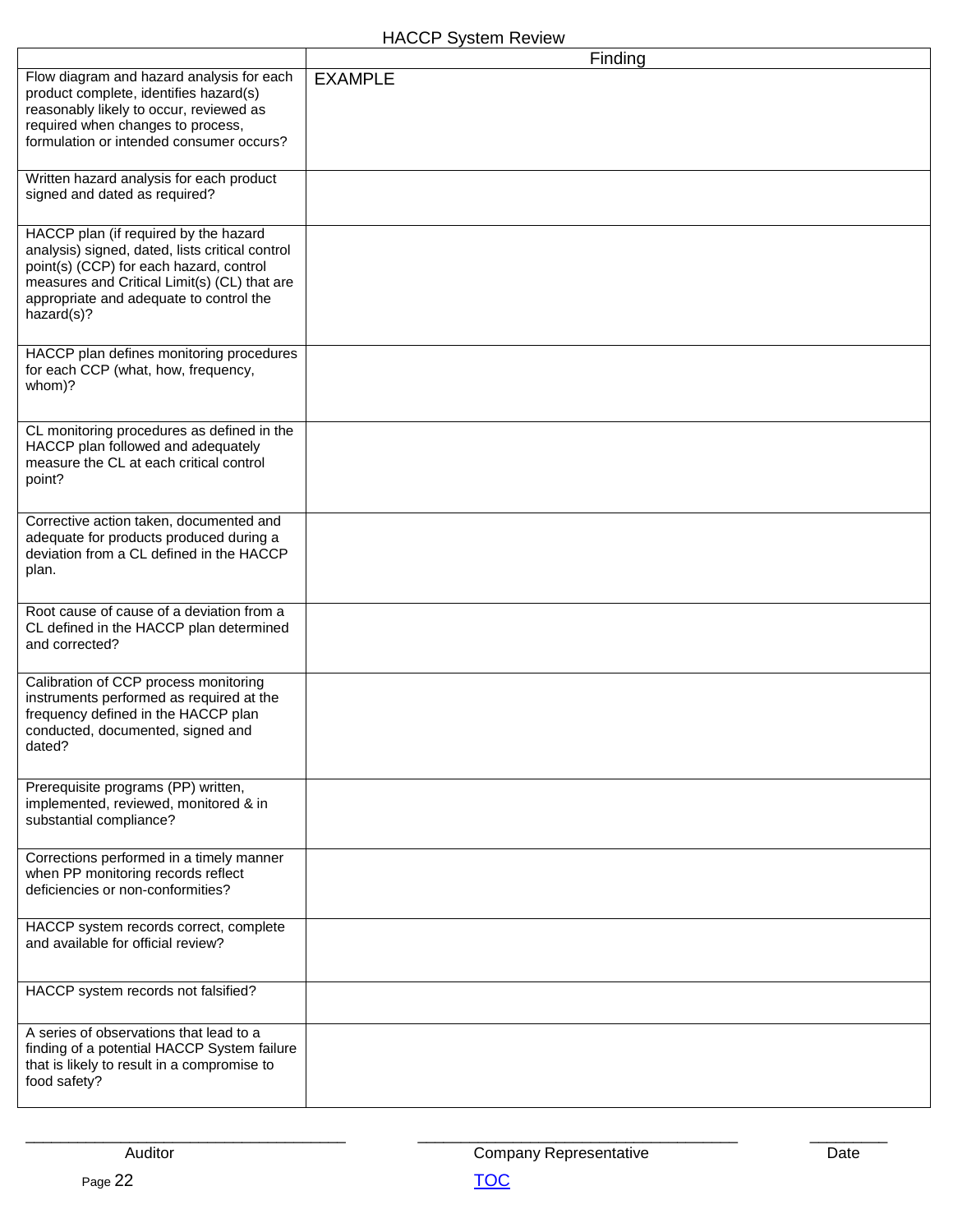# HACCP System Review

| | Finding |
|---|---|
| Flow diagram and hazard analysis for each product complete, identifies hazard(s) reasonably likely to occur, reviewed as required when changes to process, formulation or intended consumer occurs? | EXAMPLE |
| Written hazard analysis for each product signed and dated as required? | |
| HACCP plan (if required by the hazard analysis) signed, dated, lists critical control point(s) (CCP) for each hazard, control measures and Critical Limit(s) (CL) that are appropriate and adequate to control the hazard(s)? | |
| HACCP plan defines monitoring procedures for each CCP (what, how, frequency, whom)? | |
| CL monitoring procedures as defined in the HACCP plan followed and adequately measure the CL at each critical control point? | |
| Corrective action taken, documented and adequate for products produced during a deviation from a CL defined in the HACCP plan. | |
| Root cause of cause of a deviation from a CL defined in the HACCP plan determined and corrected? | |
| Calibration of CCP process monitoring instruments performed as required at the frequency defined in the HACCP plan conducted, documented, signed and dated? | |
| Prerequisite programs (PP) written, implemented, reviewed, monitored & in substantial compliance? | |
| Corrections performed in a timely manner when PP monitoring records reflect deficiencies or non-conformities? | |
| HACCP system records correct, complete and available for official review? | |
| HACCP system records not falsified? | |
| A series of observations that lead to a finding of a potential HACCP System failure that is likely to result in a compromise to food safety? | |

_____________________________________ Auditor

_____________________________________ Company Representative

__________ Date

TOC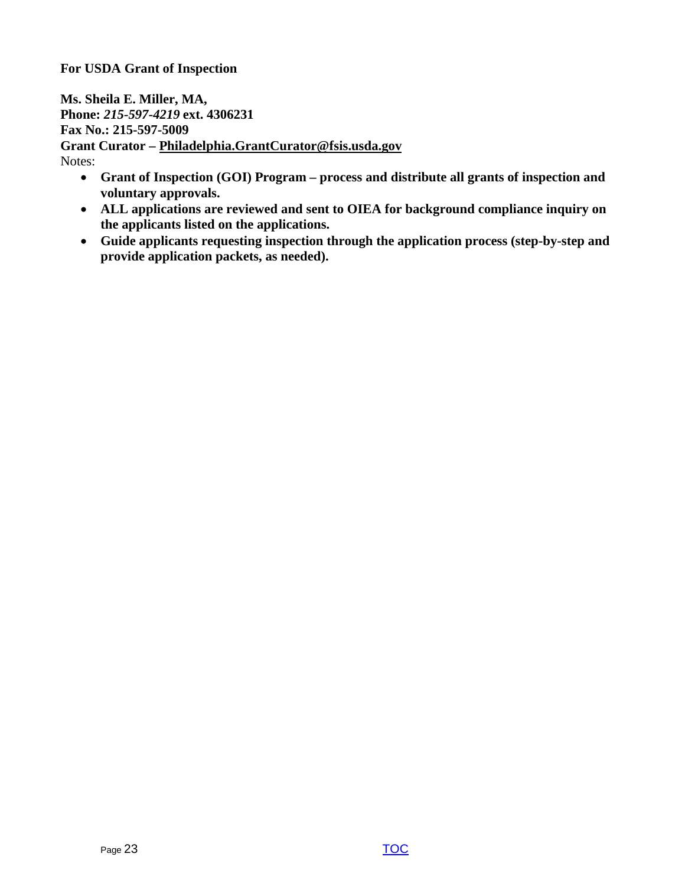**For USDA Grant of Inspection**

**Ms. Sheila E. Miller, MA,**
**Phone:** ***215-597-4219*** **ext. 4306231**
**Fax No.: 215-597-5009**
**Grant Curator – Philadelphia.GrantCurator@fsis.usda.gov**
Notes:

- **Grant of Inspection (GOI) Program – process and distribute all grants of inspection and voluntary approvals.**
- **ALL applications are reviewed and sent to OIEA for background compliance inquiry on the applicants listed on the applications.**
- **Guide applicants requesting inspection through the application process (step-by-step and provide application packets, as needed).**